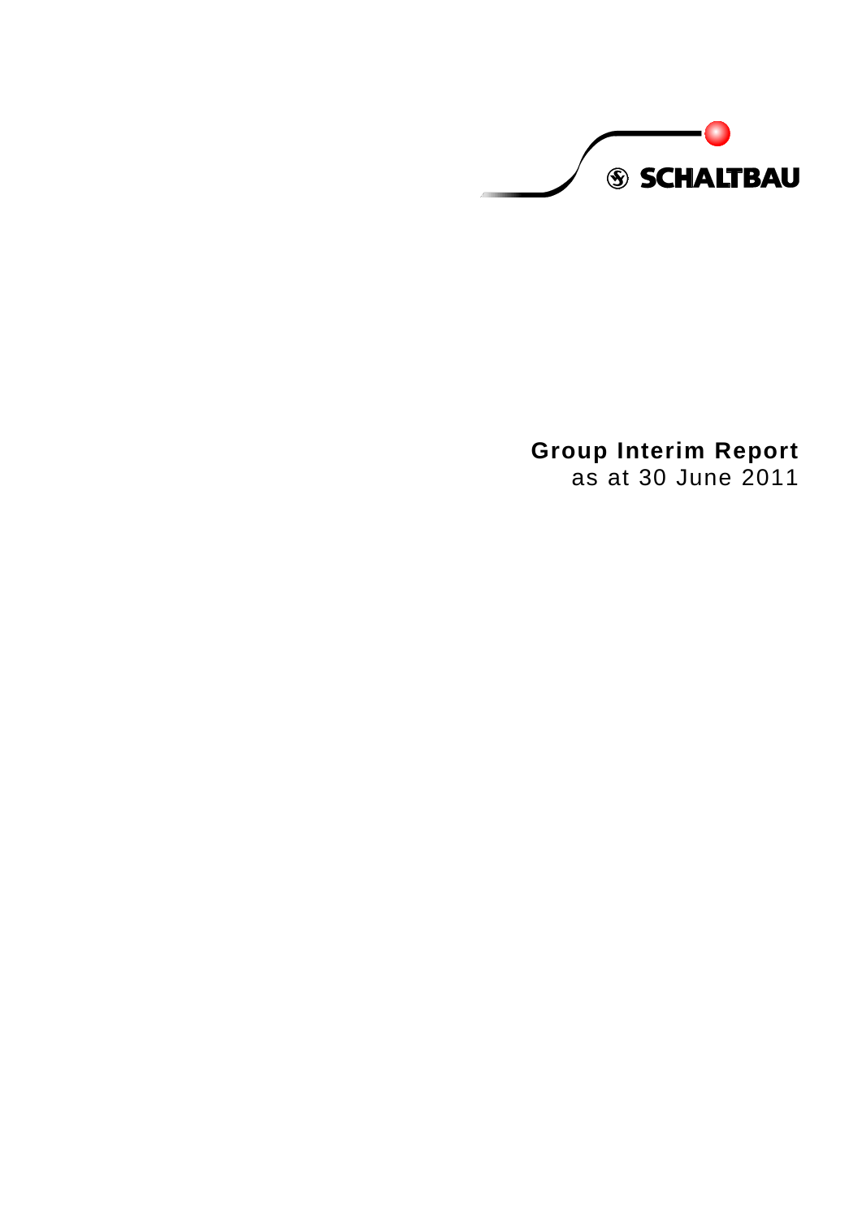SCHALTBAU

# Group Interim Report

as at 30 June 2011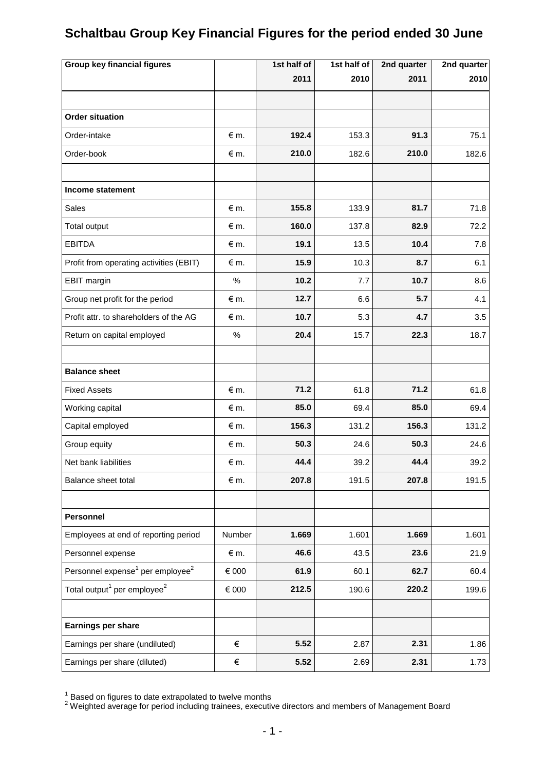# Schaltbau Group Key Financial Figures for the period ended 30 June

| Group key financial figures | | 1st half of 2011 | 1st half of 2010 | 2nd quarter 2011 | 2nd quarter 2010 |
|---|---|---|---|---|---|
| | | | | | |
| **Order situation** | | | | | |
| Order-intake | € m. | **192.4** | 153.3 | **91.3** | 75.1 |
| Order-book | € m. | **210.0** | 182.6 | **210.0** | 182.6 |
| | | | | | |
| **Income statement** | | | | | |
| Sales | € m. | **155.8** | 133.9 | **81.7** | 71.8 |
| Total output | € m. | **160.0** | 137.8 | **82.9** | 72.2 |
| EBITDA | € m. | **19.1** | 13.5 | **10.4** | 7.8 |
| Profit from operating activities (EBIT) | € m. | **15.9** | 10.3 | **8.7** | 6.1 |
| EBIT margin | % | **10.2** | 7.7 | **10.7** | 8.6 |
| Group net profit for the period | € m. | **12.7** | 6.6 | **5.7** | 4.1 |
| Profit attr. to shareholders of the AG | € m. | **10.7** | 5.3 | **4.7** | 3.5 |
| Return on capital employed | % | **20.4** | 15.7 | **22.3** | 18.7 |
| | | | | | |
| **Balance sheet** | | | | | |
| Fixed Assets | € m. | **71.2** | 61.8 | **71.2** | 61.8 |
| Working capital | € m. | **85.0** | 69.4 | **85.0** | 69.4 |
| Capital employed | € m. | **156.3** | 131.2 | **156.3** | 131.2 |
| Group equity | € m. | **50.3** | 24.6 | **50.3** | 24.6 |
| Net bank liabilities | € m. | **44.4** | 39.2 | **44.4** | 39.2 |
| Balance sheet total | € m. | **207.8** | 191.5 | **207.8** | 191.5 |
| | | | | | |
| **Personnel** | | | | | |
| Employees at end of reporting period | Number | **1.669** | 1.601 | **1.669** | 1.601 |
| Personnel expense | € m. | **46.6** | 43.5 | **23.6** | 21.9 |
| Personnel expense[1] per employee[2] | € 000 | **61.9** | 60.1 | **62.7** | 60.4 |
| Total output[1] per employee[2] | € 000 | **212.5** | 190.6 | **220.2** | 199.6 |
| | | | | | |
| **Earnings per share** | | | | | |
| Earnings per share (undiluted) | € | **5.52** | 2.87 | **2.31** | 1.86 |
| Earnings per share (diluted) | € | **5.52** | 2.69 | **2.31** | 1.73 |

[1] Based on figures to date extrapolated to twelve months
[2] Weighted average for period including trainees, executive directors and members of Management Board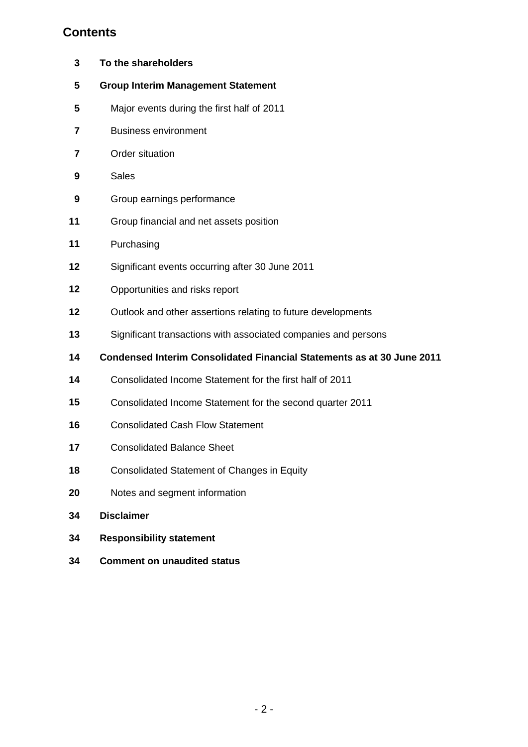## Contents

| | |
|---|---|
| **3** | **To the shareholders** |
| **5** | **Group Interim Management Statement** |
| **5** | Major events during the first half of 2011 |
| **7** | Business environment |
| **7** | Order situation |
| **9** | Sales |
| **9** | Group earnings performance |
| **11** | Group financial and net assets position |
| **11** | Purchasing |
| **12** | Significant events occurring after 30 June 2011 |
| **12** | Opportunities and risks report |
| **12** | Outlook and other assertions relating to future developments |
| **13** | Significant transactions with associated companies and persons |
| **14** | **Condensed Interim Consolidated Financial Statements as at 30 June 2011** |
| **14** | Consolidated Income Statement for the first half of 2011 |
| **15** | Consolidated Income Statement for the second quarter 2011 |
| **16** | Consolidated Cash Flow Statement |
| **17** | Consolidated Balance Sheet |
| **18** | Consolidated Statement of Changes in Equity |
| **20** | Notes and segment information |
| **34** | **Disclaimer** |
| **34** | **Responsibility statement** |
| **34** | **Comment on unaudited status** |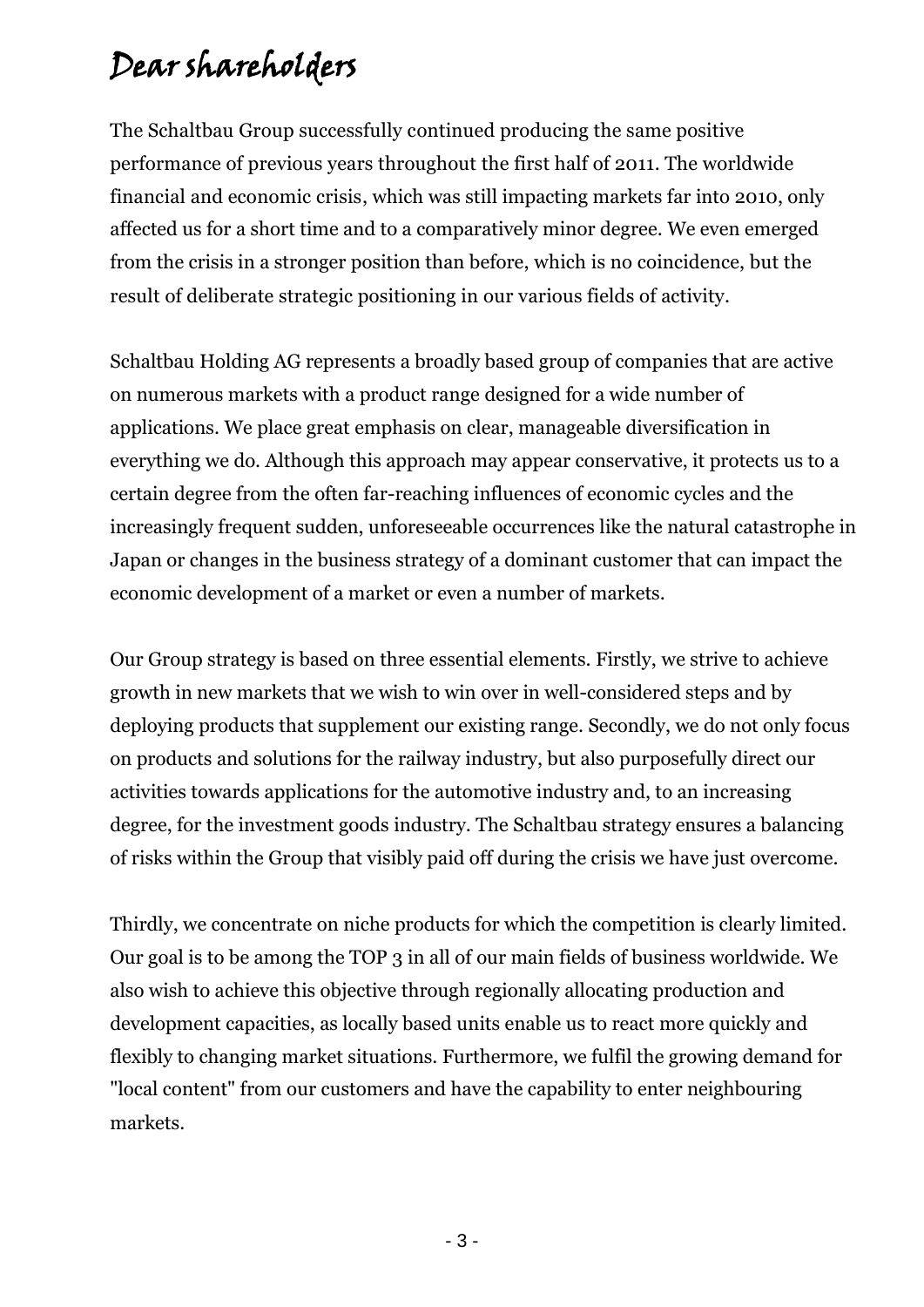# Dear shareholders

The Schaltbau Group successfully continued producing the same positive performance of previous years throughout the first half of 2011. The worldwide financial and economic crisis, which was still impacting markets far into 2010, only affected us for a short time and to a comparatively minor degree. We even emerged from the crisis in a stronger position than before, which is no coincidence, but the result of deliberate strategic positioning in our various fields of activity.

Schaltbau Holding AG represents a broadly based group of companies that are active on numerous markets with a product range designed for a wide number of applications. We place great emphasis on clear, manageable diversification in everything we do. Although this approach may appear conservative, it protects us to a certain degree from the often far-reaching influences of economic cycles and the increasingly frequent sudden, unforeseeable occurrences like the natural catastrophe in Japan or changes in the business strategy of a dominant customer that can impact the economic development of a market or even a number of markets.

Our Group strategy is based on three essential elements. Firstly, we strive to achieve growth in new markets that we wish to win over in well-considered steps and by deploying products that supplement our existing range. Secondly, we do not only focus on products and solutions for the railway industry, but also purposefully direct our activities towards applications for the automotive industry and, to an increasing degree, for the investment goods industry. The Schaltbau strategy ensures a balancing of risks within the Group that visibly paid off during the crisis we have just overcome.

Thirdly, we concentrate on niche products for which the competition is clearly limited. Our goal is to be among the TOP 3 in all of our main fields of business worldwide. We also wish to achieve this objective through regionally allocating production and development capacities, as locally based units enable us to react more quickly and flexibly to changing market situations. Furthermore, we fulfil the growing demand for "local content" from our customers and have the capability to enter neighbouring markets.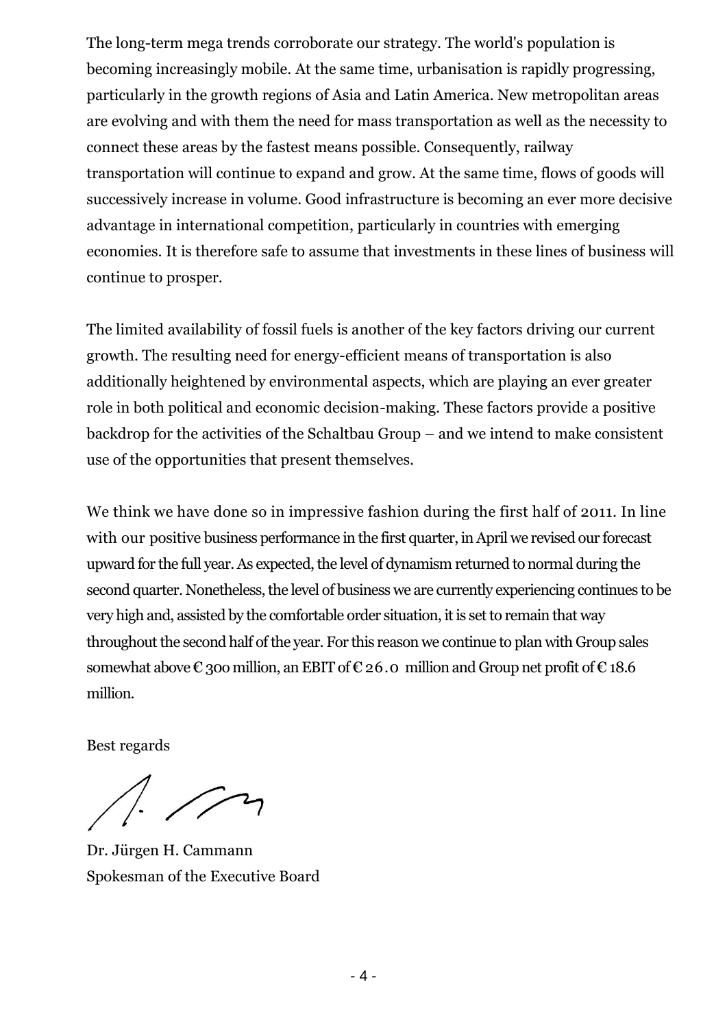The long-term mega trends corroborate our strategy. The world's population is becoming increasingly mobile. At the same time, urbanisation is rapidly progressing, particularly in the growth regions of Asia and Latin America. New metropolitan areas are evolving and with them the need for mass transportation as well as the necessity to connect these areas by the fastest means possible. Consequently, railway transportation will continue to expand and grow. At the same time, flows of goods will successively increase in volume. Good infrastructure is becoming an ever more decisive advantage in international competition, particularly in countries with emerging economies. It is therefore safe to assume that investments in these lines of business will continue to prosper.

The limited availability of fossil fuels is another of the key factors driving our current growth. The resulting need for energy-efficient means of transportation is also additionally heightened by environmental aspects, which are playing an ever greater role in both political and economic decision-making. These factors provide a positive backdrop for the activities of the Schaltbau Group – and we intend to make consistent use of the opportunities that present themselves.

We think we have done so in impressive fashion during the first half of 2011. In line with our positive business performance in the first quarter, in April we revised our forecast upward for the full year. As expected, the level of dynamism returned to normal during the second quarter. Nonetheless, the level of business we are currently experiencing continues to be very high and, assisted by the comfortable order situation, it is set to remain that way throughout the second half of the year. For this reason we continue to plan with Group sales somewhat above € 300 million, an EBIT of € 26.0 million and Group net profit of € 18.6 million.

Best regards

Dr. Jürgen H. Cammann
Spokesman of the Executive Board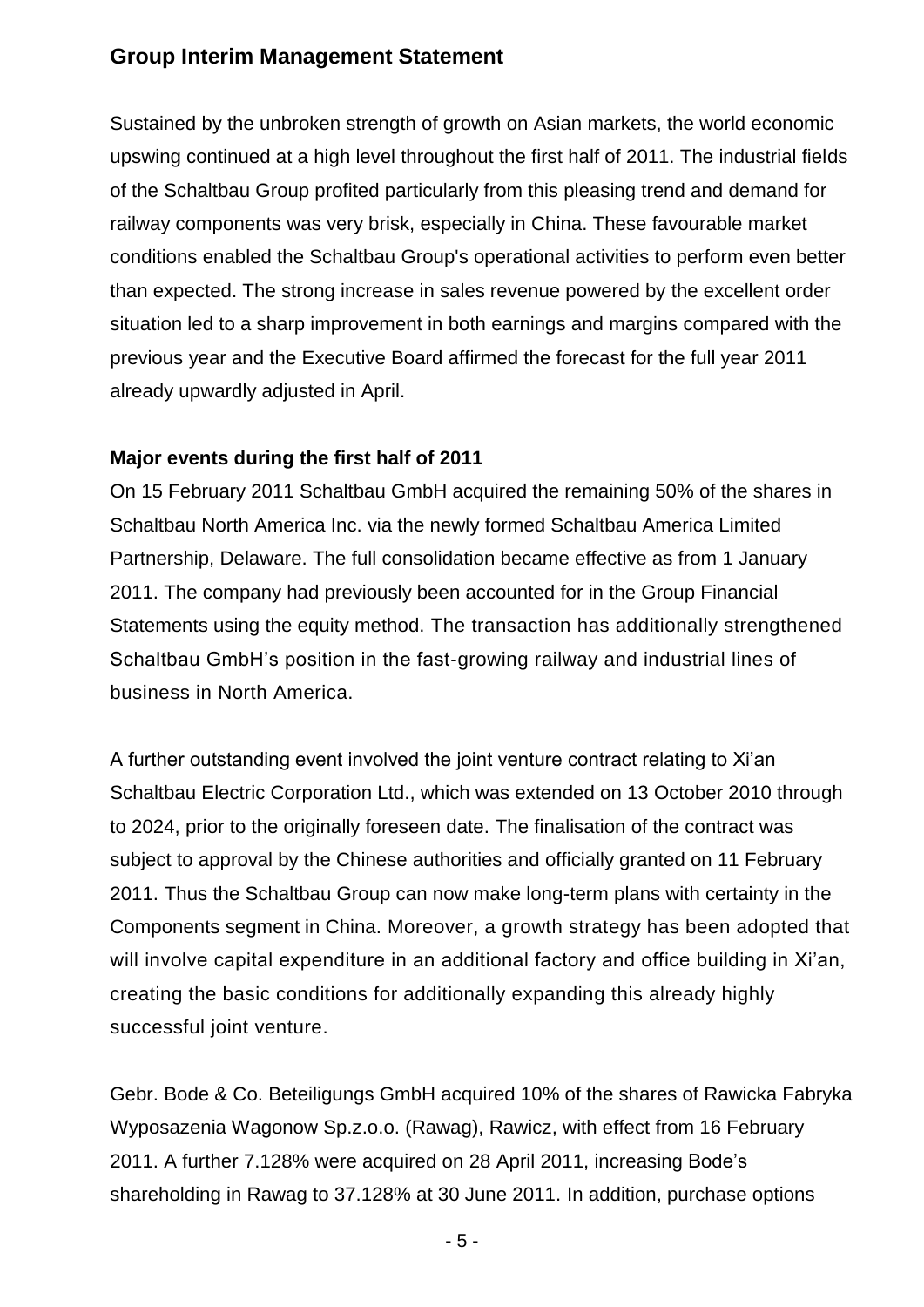## Group Interim Management Statement

Sustained by the unbroken strength of growth on Asian markets, the world economic upswing continued at a high level throughout the first half of 2011. The industrial fields of the Schaltbau Group profited particularly from this pleasing trend and demand for railway components was very brisk, especially in China. These favourable market conditions enabled the Schaltbau Group's operational activities to perform even better than expected. The strong increase in sales revenue powered by the excellent order situation led to a sharp improvement in both earnings and margins compared with the previous year and the Executive Board affirmed the forecast for the full year 2011 already upwardly adjusted in April.

### Major events during the first half of 2011

On 15 February 2011 Schaltbau GmbH acquired the remaining 50% of the shares in Schaltbau North America Inc. via the newly formed Schaltbau America Limited Partnership, Delaware. The full consolidation became effective as from 1 January 2011. The company had previously been accounted for in the Group Financial Statements using the equity method. The transaction has additionally strengthened Schaltbau GmbH's position in the fast-growing railway and industrial lines of business in North America.

A further outstanding event involved the joint venture contract relating to Xi'an Schaltbau Electric Corporation Ltd., which was extended on 13 October 2010 through to 2024, prior to the originally foreseen date. The finalisation of the contract was subject to approval by the Chinese authorities and officially granted on 11 February 2011. Thus the Schaltbau Group can now make long-term plans with certainty in the Components segment in China. Moreover, a growth strategy has been adopted that will involve capital expenditure in an additional factory and office building in Xi'an, creating the basic conditions for additionally expanding this already highly successful joint venture.

Gebr. Bode & Co. Beteiligungs GmbH acquired 10% of the shares of Rawicka Fabryka Wyposazenia Wagonow Sp.z.o.o. (Rawag), Rawicz, with effect from 16 February 2011. A further 7.128% were acquired on 28 April 2011, increasing Bode's shareholding in Rawag to 37.128% at 30 June 2011. In addition, purchase options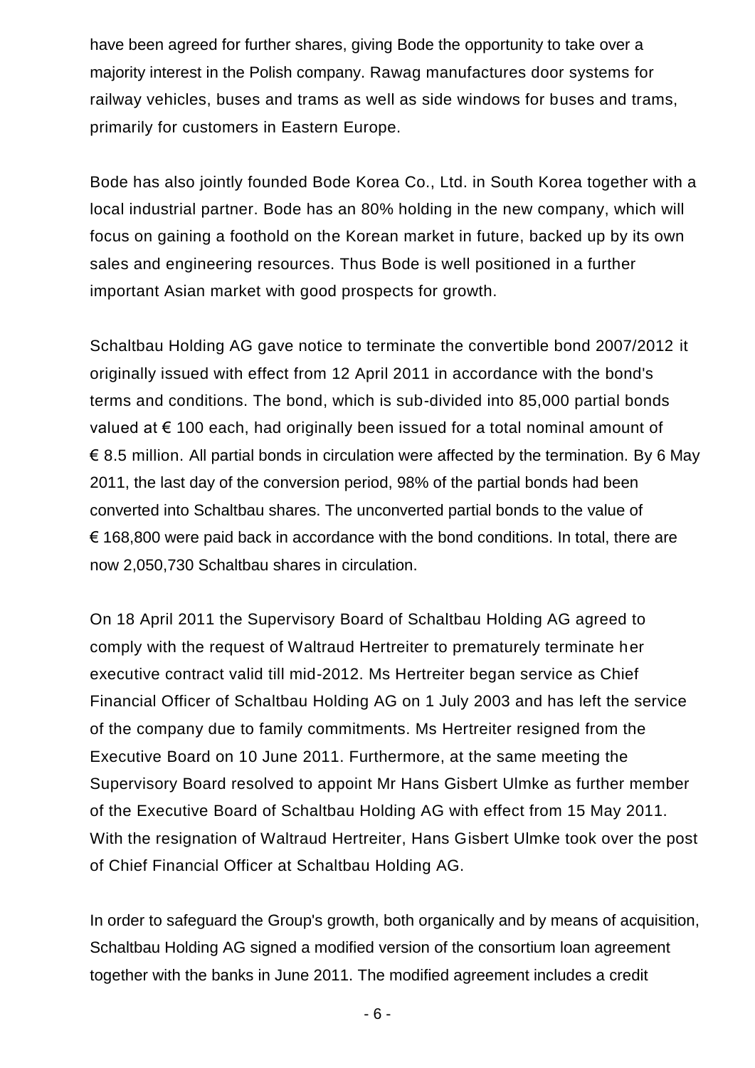have been agreed for further shares, giving Bode the opportunity to take over a majority interest in the Polish company. Rawag manufactures door systems for railway vehicles, buses and trams as well as side windows for buses and trams, primarily for customers in Eastern Europe.

Bode has also jointly founded Bode Korea Co., Ltd. in South Korea together with a local industrial partner. Bode has an 80% holding in the new company, which will focus on gaining a foothold on the Korean market in future, backed up by its own sales and engineering resources. Thus Bode is well positioned in a further important Asian market with good prospects for growth.

Schaltbau Holding AG gave notice to terminate the convertible bond 2007/2012 it originally issued with effect from 12 April 2011 in accordance with the bond's terms and conditions. The bond, which is sub-divided into 85,000 partial bonds valued at € 100 each, had originally been issued for a total nominal amount of € 8.5 million. All partial bonds in circulation were affected by the termination. By 6 May 2011, the last day of the conversion period, 98% of the partial bonds had been converted into Schaltbau shares. The unconverted partial bonds to the value of € 168,800 were paid back in accordance with the bond conditions. In total, there are now 2,050,730 Schaltbau shares in circulation.

On 18 April 2011 the Supervisory Board of Schaltbau Holding AG agreed to comply with the request of Waltraud Hertreiter to prematurely terminate her executive contract valid till mid-2012. Ms Hertreiter began service as Chief Financial Officer of Schaltbau Holding AG on 1 July 2003 and has left the service of the company due to family commitments. Ms Hertreiter resigned from the Executive Board on 10 June 2011. Furthermore, at the same meeting the Supervisory Board resolved to appoint Mr Hans Gisbert Ulmke as further member of the Executive Board of Schaltbau Holding AG with effect from 15 May 2011. With the resignation of Waltraud Hertreiter, Hans Gisbert Ulmke took over the post of Chief Financial Officer at Schaltbau Holding AG.

In order to safeguard the Group's growth, both organically and by means of acquisition, Schaltbau Holding AG signed a modified version of the consortium loan agreement together with the banks in June 2011. The modified agreement includes a credit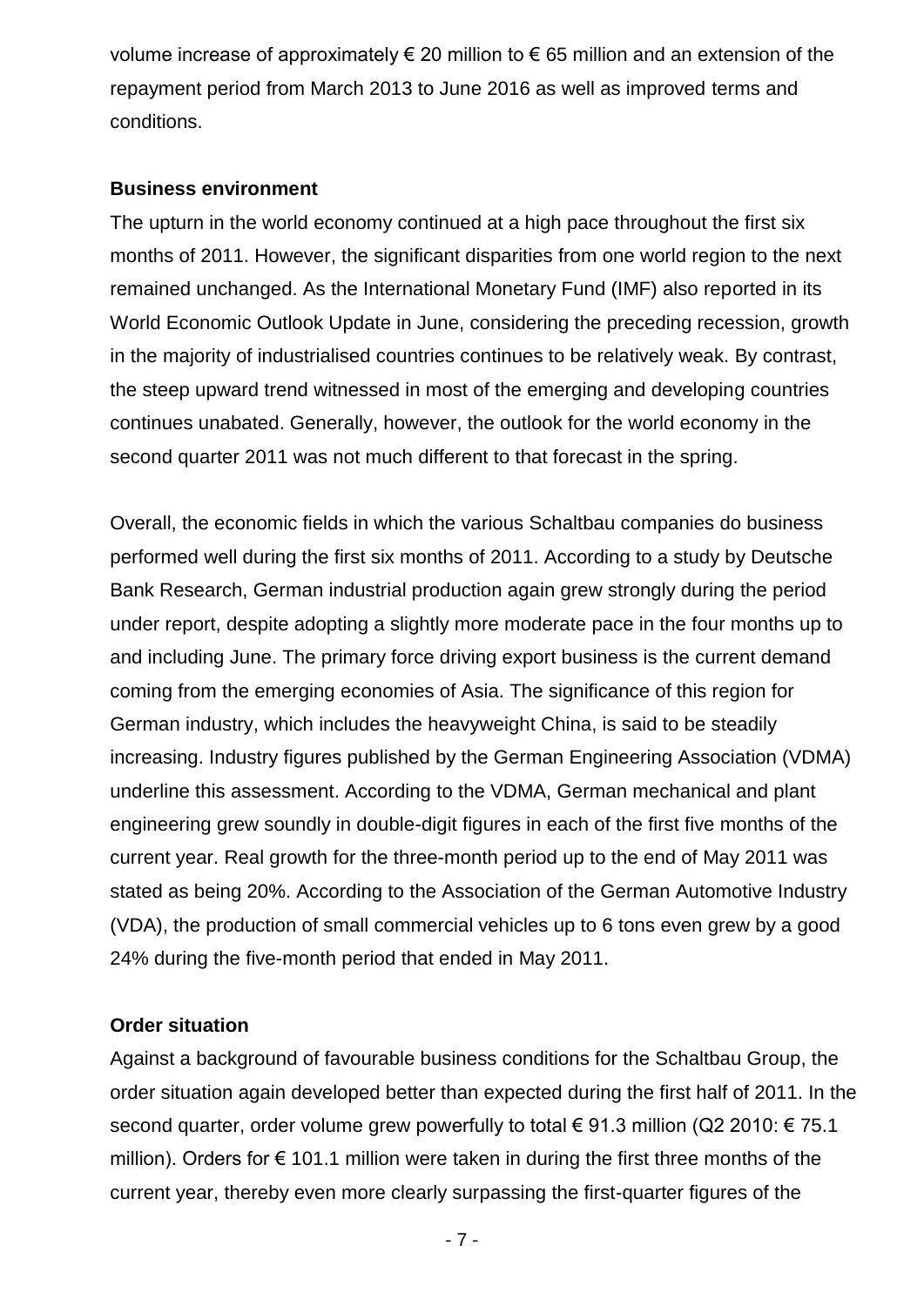volume increase of approximately € 20 million to € 65 million and an extension of the repayment period from March 2013 to June 2016 as well as improved terms and conditions.

**Business environment**

The upturn in the world economy continued at a high pace throughout the first six months of 2011. However, the significant disparities from one world region to the next remained unchanged. As the International Monetary Fund (IMF) also reported in its World Economic Outlook Update in June, considering the preceding recession, growth in the majority of industrialised countries continues to be relatively weak. By contrast, the steep upward trend witnessed in most of the emerging and developing countries continues unabated. Generally, however, the outlook for the world economy in the second quarter 2011 was not much different to that forecast in the spring.

Overall, the economic fields in which the various Schaltbau companies do business performed well during the first six months of 2011. According to a study by Deutsche Bank Research, German industrial production again grew strongly during the period under report, despite adopting a slightly more moderate pace in the four months up to and including June. The primary force driving export business is the current demand coming from the emerging economies of Asia. The significance of this region for German industry, which includes the heavyweight China, is said to be steadily increasing. Industry figures published by the German Engineering Association (VDMA) underline this assessment. According to the VDMA, German mechanical and plant engineering grew soundly in double-digit figures in each of the first five months of the current year. Real growth for the three-month period up to the end of May 2011 was stated as being 20%. According to the Association of the German Automotive Industry (VDA), the production of small commercial vehicles up to 6 tons even grew by a good 24% during the five-month period that ended in May 2011.

**Order situation**

Against a background of favourable business conditions for the Schaltbau Group, the order situation again developed better than expected during the first half of 2011. In the second quarter, order volume grew powerfully to total € 91.3 million (Q2 2010: € 75.1 million). Orders for € 101.1 million were taken in during the first three months of the current year, thereby even more clearly surpassing the first-quarter figures of the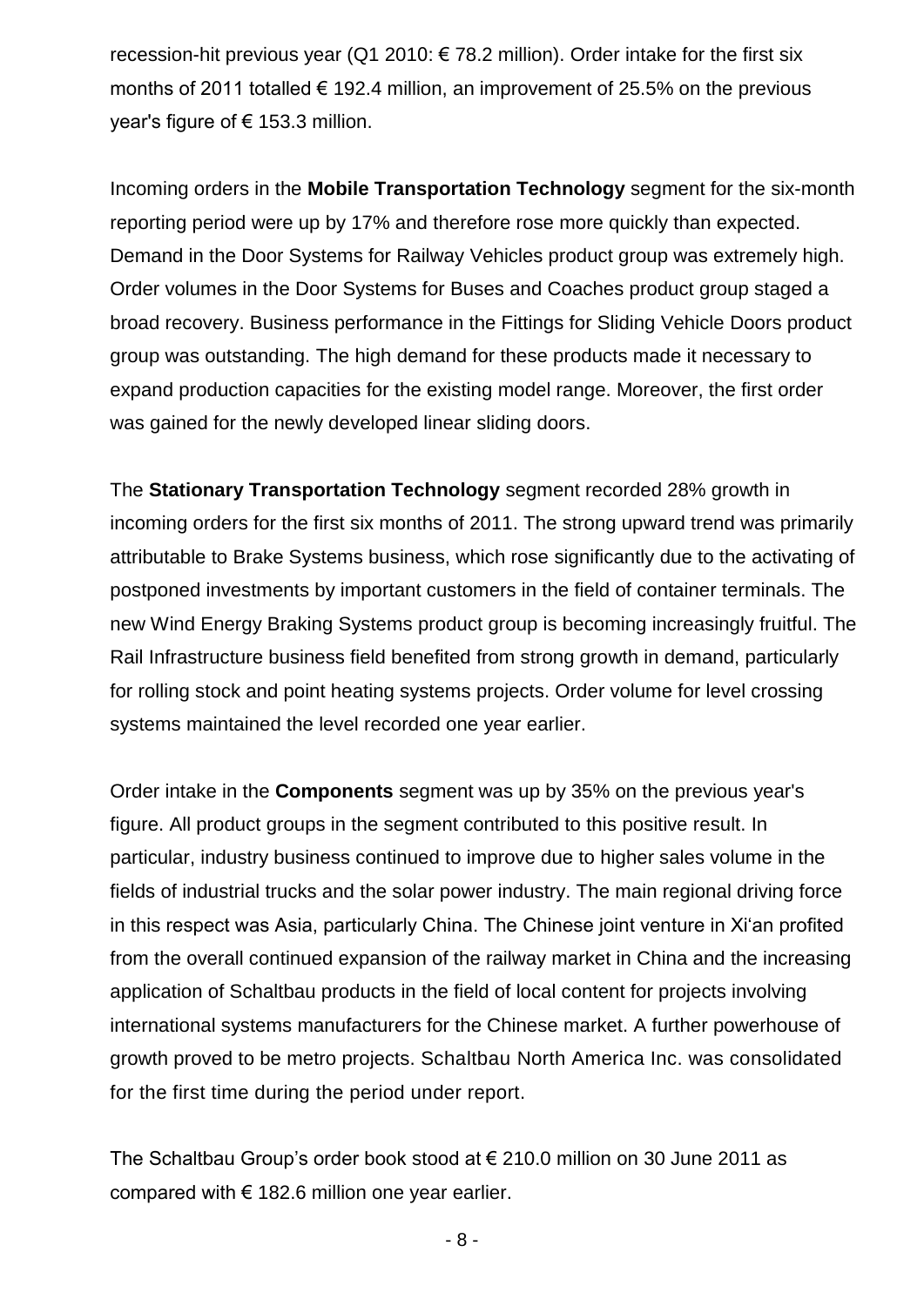recession-hit previous year (Q1 2010: € 78.2 million). Order intake for the first six months of 2011 totalled € 192.4 million, an improvement of 25.5% on the previous year's figure of € 153.3 million.

Incoming orders in the **Mobile Transportation Technology** segment for the six-month reporting period were up by 17% and therefore rose more quickly than expected. Demand in the Door Systems for Railway Vehicles product group was extremely high. Order volumes in the Door Systems for Buses and Coaches product group staged a broad recovery. Business performance in the Fittings for Sliding Vehicle Doors product group was outstanding. The high demand for these products made it necessary to expand production capacities for the existing model range. Moreover, the first order was gained for the newly developed linear sliding doors.

The **Stationary Transportation Technology** segment recorded 28% growth in incoming orders for the first six months of 2011. The strong upward trend was primarily attributable to Brake Systems business, which rose significantly due to the activating of postponed investments by important customers in the field of container terminals. The new Wind Energy Braking Systems product group is becoming increasingly fruitful. The Rail Infrastructure business field benefited from strong growth in demand, particularly for rolling stock and point heating systems projects. Order volume for level crossing systems maintained the level recorded one year earlier.

Order intake in the **Components** segment was up by 35% on the previous year's figure. All product groups in the segment contributed to this positive result. In particular, industry business continued to improve due to higher sales volume in the fields of industrial trucks and the solar power industry. The main regional driving force in this respect was Asia, particularly China. The Chinese joint venture in Xi'an profited from the overall continued expansion of the railway market in China and the increasing application of Schaltbau products in the field of local content for projects involving international systems manufacturers for the Chinese market. A further powerhouse of growth proved to be metro projects. Schaltbau North America Inc. was consolidated for the first time during the period under report.

The Schaltbau Group's order book stood at € 210.0 million on 30 June 2011 as compared with € 182.6 million one year earlier.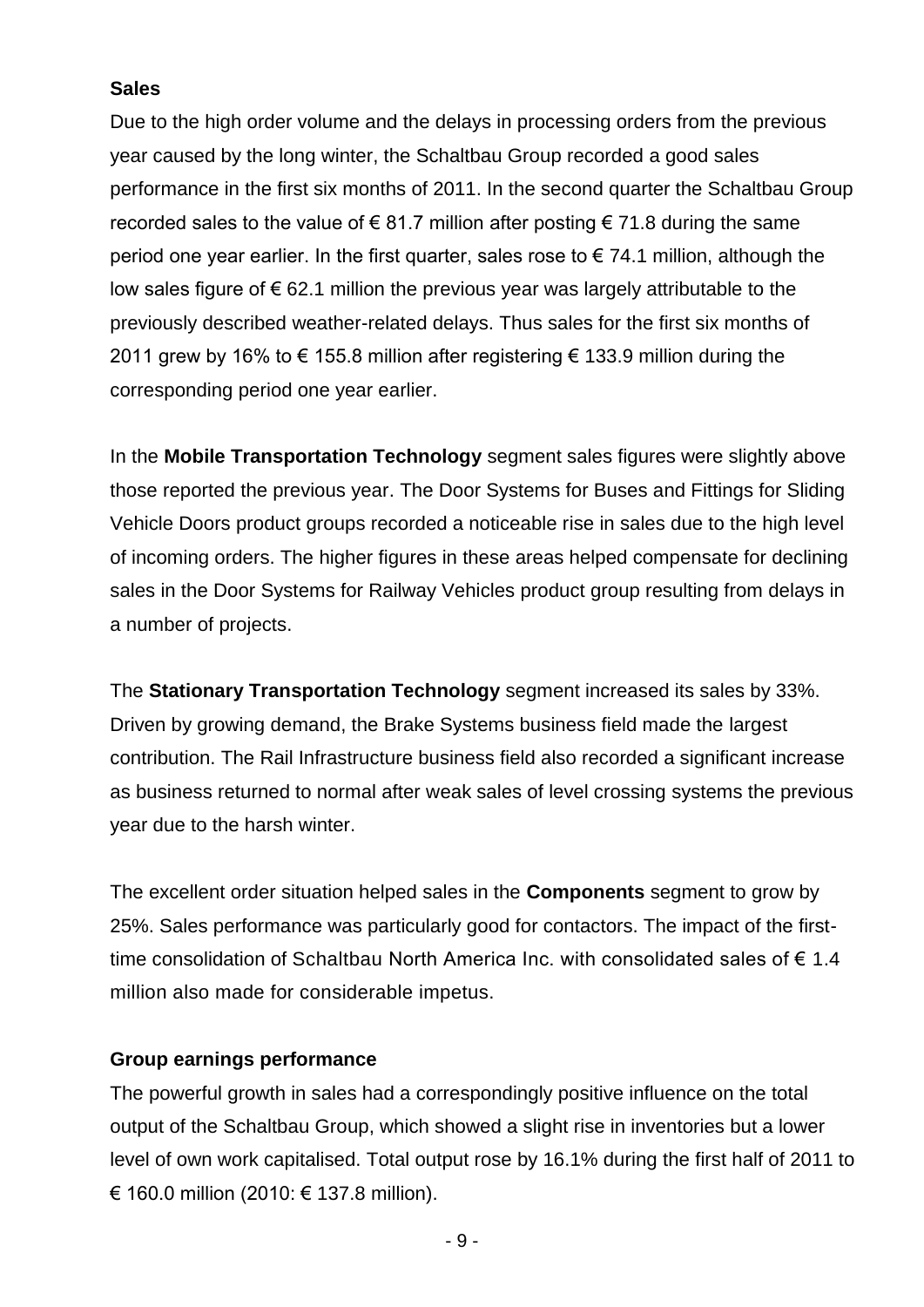**Sales**

Due to the high order volume and the delays in processing orders from the previous year caused by the long winter, the Schaltbau Group recorded a good sales performance in the first six months of 2011. In the second quarter the Schaltbau Group recorded sales to the value of € 81.7 million after posting € 71.8 during the same period one year earlier. In the first quarter, sales rose to € 74.1 million, although the low sales figure of € 62.1 million the previous year was largely attributable to the previously described weather-related delays. Thus sales for the first six months of 2011 grew by 16% to € 155.8 million after registering € 133.9 million during the corresponding period one year earlier.

In the **Mobile Transportation Technology** segment sales figures were slightly above those reported the previous year. The Door Systems for Buses and Fittings for Sliding Vehicle Doors product groups recorded a noticeable rise in sales due to the high level of incoming orders. The higher figures in these areas helped compensate for declining sales in the Door Systems for Railway Vehicles product group resulting from delays in a number of projects.

The **Stationary Transportation Technology** segment increased its sales by 33%. Driven by growing demand, the Brake Systems business field made the largest contribution. The Rail Infrastructure business field also recorded a significant increase as business returned to normal after weak sales of level crossing systems the previous year due to the harsh winter.

The excellent order situation helped sales in the **Components** segment to grow by 25%. Sales performance was particularly good for contactors. The impact of the first-time consolidation of Schaltbau North America Inc. with consolidated sales of € 1.4 million also made for considerable impetus.

**Group earnings performance**

The powerful growth in sales had a correspondingly positive influence on the total output of the Schaltbau Group, which showed a slight rise in inventories but a lower level of own work capitalised. Total output rose by 16.1% during the first half of 2011 to € 160.0 million (2010: € 137.8 million).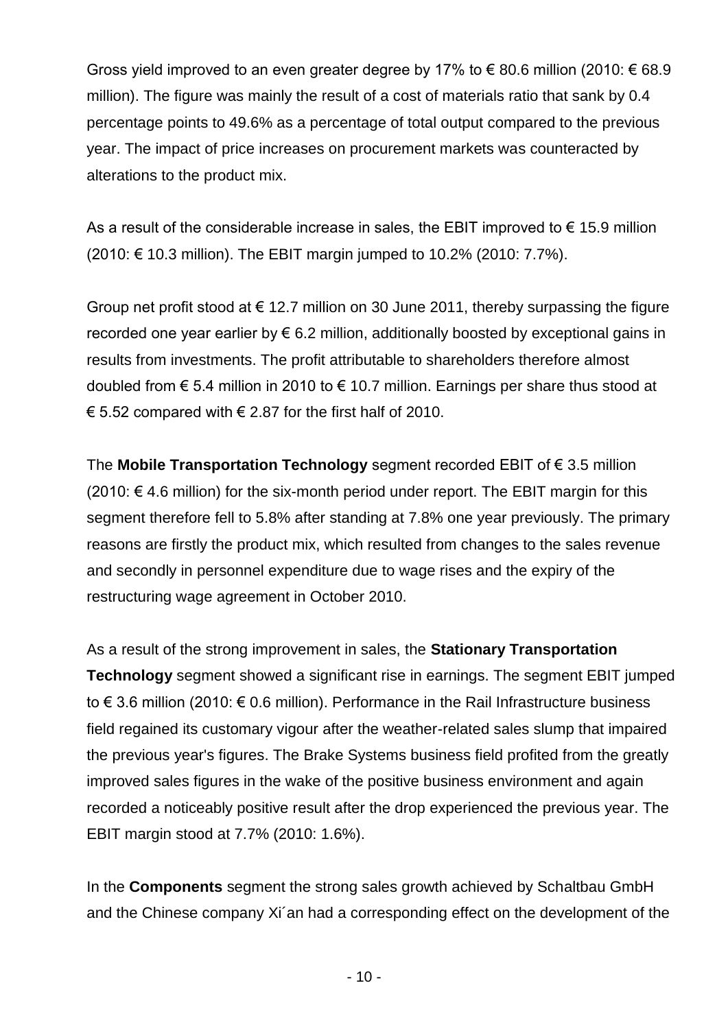Gross yield improved to an even greater degree by 17% to € 80.6 million (2010: € 68.9 million). The figure was mainly the result of a cost of materials ratio that sank by 0.4 percentage points to 49.6% as a percentage of total output compared to the previous year. The impact of price increases on procurement markets was counteracted by alterations to the product mix.

As a result of the considerable increase in sales, the EBIT improved to € 15.9 million (2010: € 10.3 million). The EBIT margin jumped to 10.2% (2010: 7.7%).

Group net profit stood at € 12.7 million on 30 June 2011, thereby surpassing the figure recorded one year earlier by € 6.2 million, additionally boosted by exceptional gains in results from investments. The profit attributable to shareholders therefore almost doubled from € 5.4 million in 2010 to € 10.7 million. Earnings per share thus stood at € 5.52 compared with € 2.87 for the first half of 2010.

The **Mobile Transportation Technology** segment recorded EBIT of € 3.5 million (2010: € 4.6 million) for the six-month period under report. The EBIT margin for this segment therefore fell to 5.8% after standing at 7.8% one year previously. The primary reasons are firstly the product mix, which resulted from changes to the sales revenue and secondly in personnel expenditure due to wage rises and the expiry of the restructuring wage agreement in October 2010.

As a result of the strong improvement in sales, the **Stationary Transportation Technology** segment showed a significant rise in earnings. The segment EBIT jumped to € 3.6 million (2010: € 0.6 million). Performance in the Rail Infrastructure business field regained its customary vigour after the weather-related sales slump that impaired the previous year's figures. The Brake Systems business field profited from the greatly improved sales figures in the wake of the positive business environment and again recorded a noticeably positive result after the drop experienced the previous year. The EBIT margin stood at 7.7% (2010: 1.6%).

In the **Components** segment the strong sales growth achieved by Schaltbau GmbH and the Chinese company Xi´an had a corresponding effect on the development of the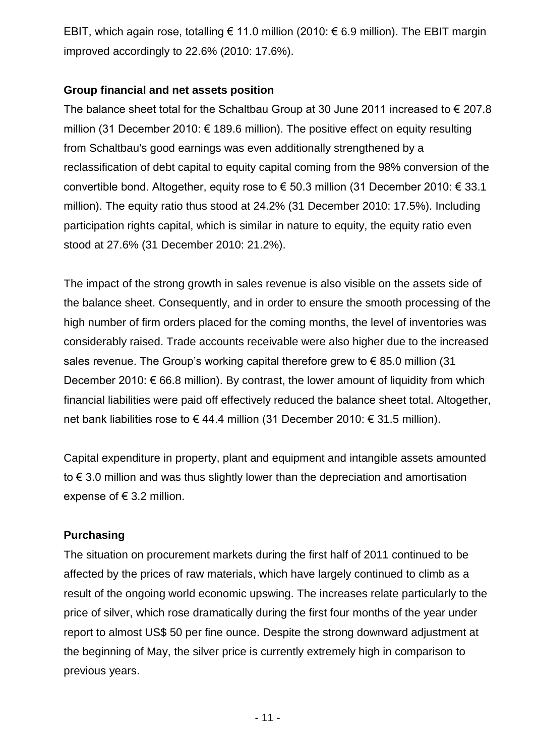EBIT, which again rose, totalling € 11.0 million (2010: € 6.9 million). The EBIT margin improved accordingly to 22.6% (2010: 17.6%).

**Group financial and net assets position**

The balance sheet total for the Schaltbau Group at 30 June 2011 increased to € 207.8 million (31 December 2010: € 189.6 million). The positive effect on equity resulting from Schaltbau's good earnings was even additionally strengthened by a reclassification of debt capital to equity capital coming from the 98% conversion of the convertible bond. Altogether, equity rose to € 50.3 million (31 December 2010: € 33.1 million). The equity ratio thus stood at 24.2% (31 December 2010: 17.5%). Including participation rights capital, which is similar in nature to equity, the equity ratio even stood at 27.6% (31 December 2010: 21.2%).

The impact of the strong growth in sales revenue is also visible on the assets side of the balance sheet. Consequently, and in order to ensure the smooth processing of the high number of firm orders placed for the coming months, the level of inventories was considerably raised. Trade accounts receivable were also higher due to the increased sales revenue. The Group's working capital therefore grew to € 85.0 million (31 December 2010: € 66.8 million). By contrast, the lower amount of liquidity from which financial liabilities were paid off effectively reduced the balance sheet total. Altogether, net bank liabilities rose to € 44.4 million (31 December 2010: € 31.5 million).

Capital expenditure in property, plant and equipment and intangible assets amounted to € 3.0 million and was thus slightly lower than the depreciation and amortisation expense of € 3.2 million.

**Purchasing**

The situation on procurement markets during the first half of 2011 continued to be affected by the prices of raw materials, which have largely continued to climb as a result of the ongoing world economic upswing. The increases relate particularly to the price of silver, which rose dramatically during the first four months of the year under report to almost US$ 50 per fine ounce. Despite the strong downward adjustment at the beginning of May, the silver price is currently extremely high in comparison to previous years.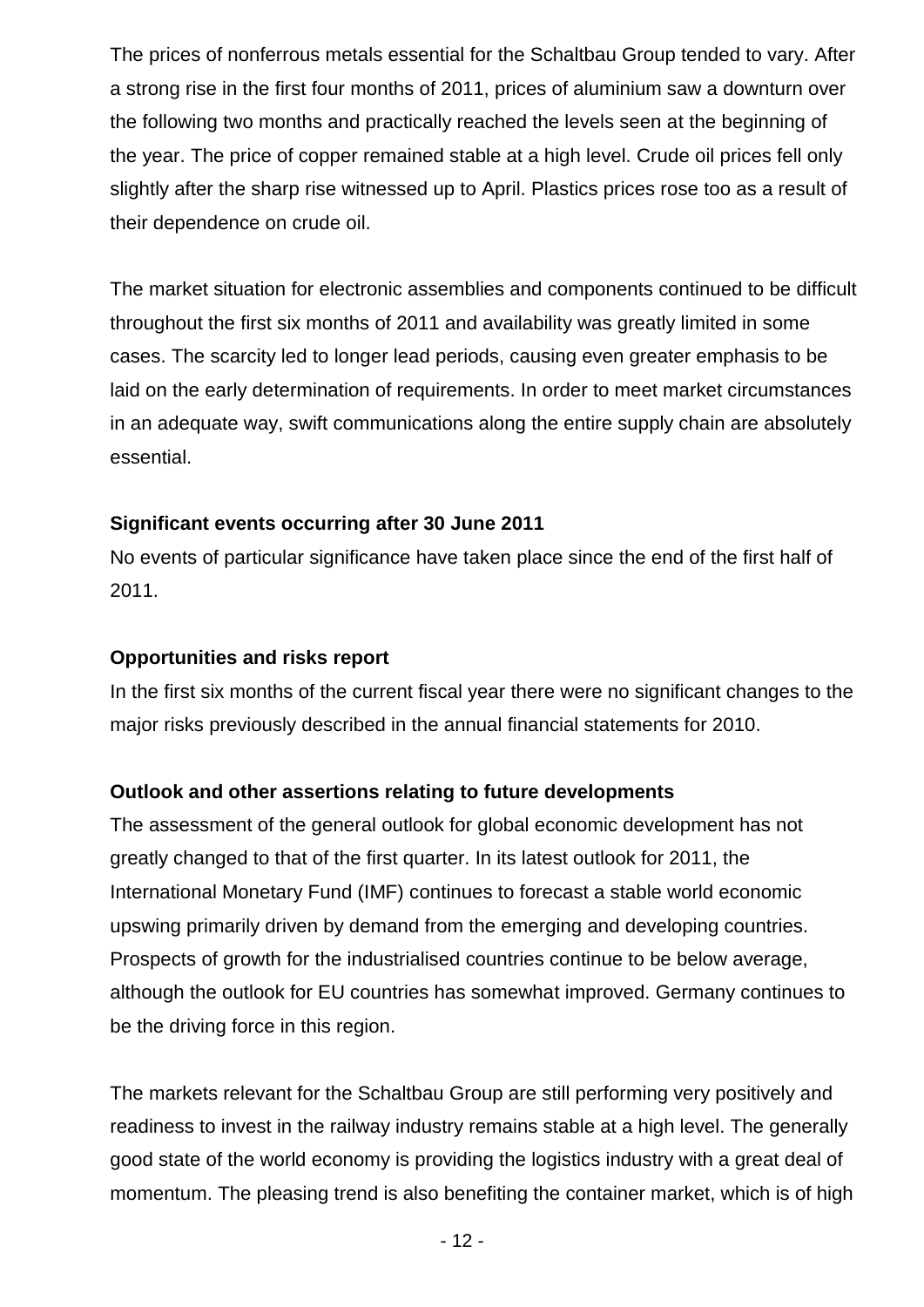The prices of nonferrous metals essential for the Schaltbau Group tended to vary. After a strong rise in the first four months of 2011, prices of aluminium saw a downturn over the following two months and practically reached the levels seen at the beginning of the year. The price of copper remained stable at a high level. Crude oil prices fell only slightly after the sharp rise witnessed up to April. Plastics prices rose too as a result of their dependence on crude oil.

The market situation for electronic assemblies and components continued to be difficult throughout the first six months of 2011 and availability was greatly limited in some cases. The scarcity led to longer lead periods, causing even greater emphasis to be laid on the early determination of requirements. In order to meet market circumstances in an adequate way, swift communications along the entire supply chain are absolutely essential.

**Significant events occurring after 30 June 2011**

No events of particular significance have taken place since the end of the first half of 2011.

**Opportunities and risks report**

In the first six months of the current fiscal year there were no significant changes to the major risks previously described in the annual financial statements for 2010.

**Outlook and other assertions relating to future developments**

The assessment of the general outlook for global economic development has not greatly changed to that of the first quarter. In its latest outlook for 2011, the International Monetary Fund (IMF) continues to forecast a stable world economic upswing primarily driven by demand from the emerging and developing countries. Prospects of growth for the industrialised countries continue to be below average, although the outlook for EU countries has somewhat improved. Germany continues to be the driving force in this region.

The markets relevant for the Schaltbau Group are still performing very positively and readiness to invest in the railway industry remains stable at a high level. The generally good state of the world economy is providing the logistics industry with a great deal of momentum. The pleasing trend is also benefiting the container market, which is of high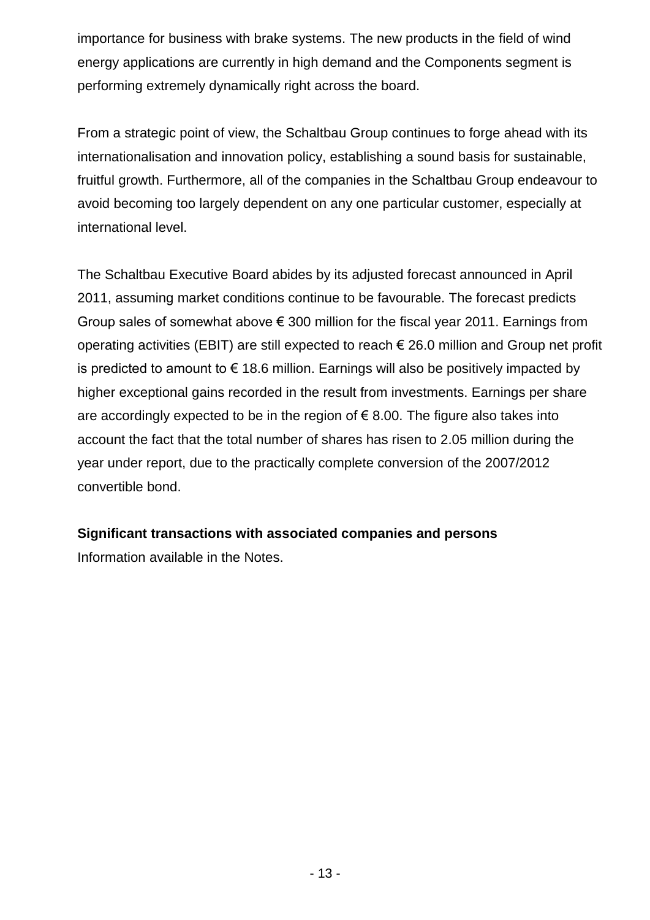importance for business with brake systems. The new products in the field of wind energy applications are currently in high demand and the Components segment is performing extremely dynamically right across the board.

From a strategic point of view, the Schaltbau Group continues to forge ahead with its internationalisation and innovation policy, establishing a sound basis for sustainable, fruitful growth. Furthermore, all of the companies in the Schaltbau Group endeavour to avoid becoming too largely dependent on any one particular customer, especially at international level.

The Schaltbau Executive Board abides by its adjusted forecast announced in April 2011, assuming market conditions continue to be favourable. The forecast predicts Group sales of somewhat above € 300 million for the fiscal year 2011. Earnings from operating activities (EBIT) are still expected to reach € 26.0 million and Group net profit is predicted to amount to € 18.6 million. Earnings will also be positively impacted by higher exceptional gains recorded in the result from investments. Earnings per share are accordingly expected to be in the region of € 8.00. The figure also takes into account the fact that the total number of shares has risen to 2.05 million during the year under report, due to the practically complete conversion of the 2007/2012 convertible bond.

**Significant transactions with associated companies and persons**

Information available in the Notes.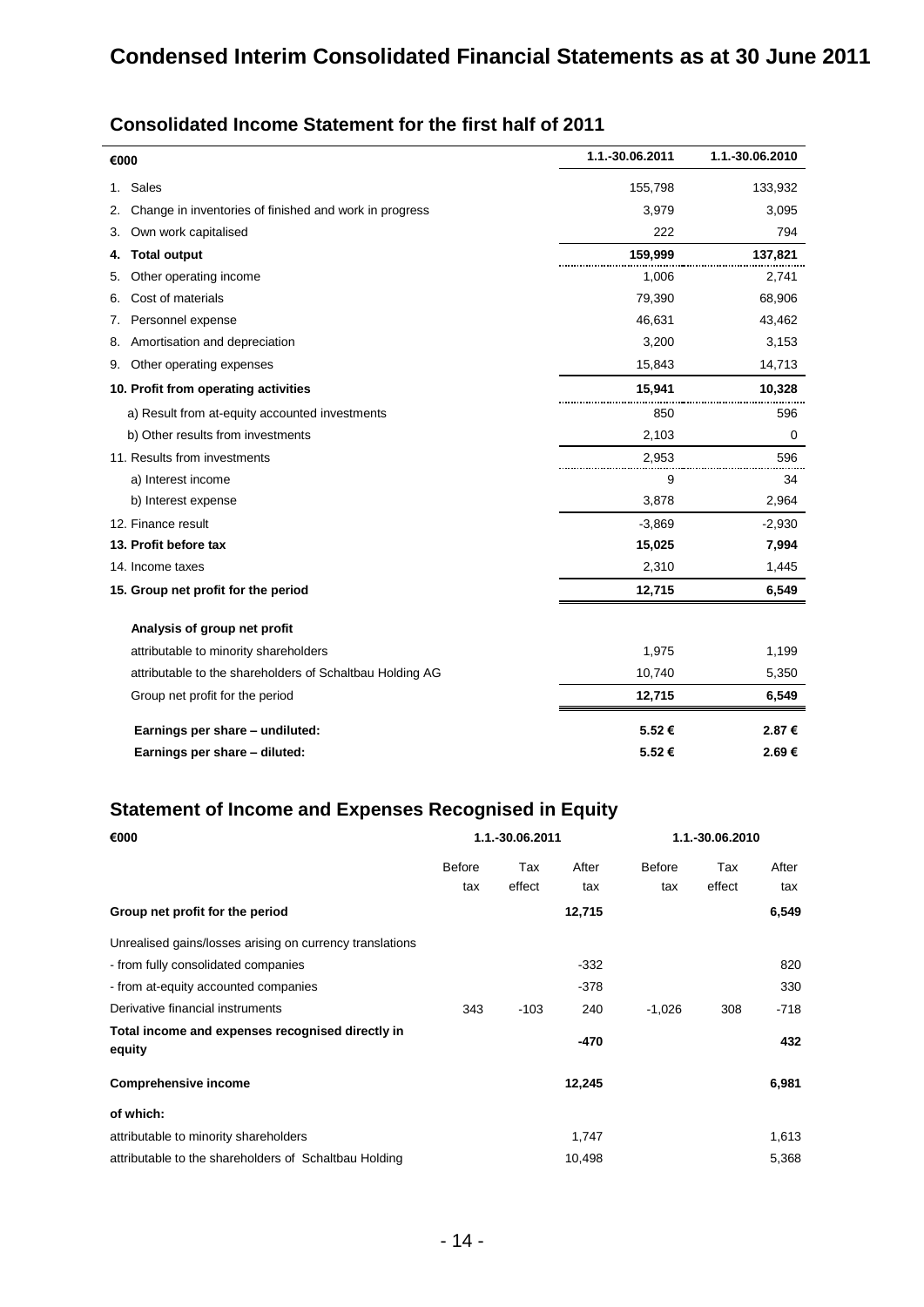# Condensed Interim Consolidated Financial Statements as at 30 June 2011

## Consolidated Income Statement for the first half of 2011

| €000 | 1.1.-30.06.2011 | 1.1.-30.06.2010 |
|---|---|---|
| 1. Sales | 155,798 | 133,932 |
| 2. Change in inventories of finished and work in progress | 3,979 | 3,095 |
| 3. Own work capitalised | 222 | 794 |
| **4. Total output** | **159,999** | **137,821** |
| 5. Other operating income | 1,006 | 2,741 |
| 6. Cost of materials | 79,390 | 68,906 |
| 7. Personnel expense | 46,631 | 43,462 |
| 8. Amortisation and depreciation | 3,200 | 3,153 |
| 9. Other operating expenses | 15,843 | 14,713 |
| **10. Profit from operating activities** | **15,941** | **10,328** |
| a) Result from at-equity accounted investments | 850 | 596 |
| b) Other results from investments | 2,103 | 0 |
| 11. Results from investments | 2,953 | 596 |
| a) Interest income | 9 | 34 |
| b) Interest expense | 3,878 | 2,964 |
| 12. Finance result | -3,869 | -2,930 |
| **13. Profit before tax** | **15,025** | **7,994** |
| 14. Income taxes | 2,310 | 1,445 |
| **15. Group net profit for the period** | **12,715** | **6,549** |
| **Analysis of group net profit** | | |
| attributable to minority shareholders | 1,975 | 1,199 |
| attributable to the shareholders of Schaltbau Holding AG | 10,740 | 5,350 |
| Group net profit for the period | **12,715** | **6,549** |
| **Earnings per share – undiluted:** | **5.52 €** | **2.87 €** |
| **Earnings per share – diluted:** | **5.52 €** | **2.69 €** |

## Statement of Income and Expenses Recognised in Equity

| €000 | 1.1.-30.06.2011 | | | 1.1.-30.06.2010 | | |
|---|---|---|---|---|---|---|
| | Before tax | Tax effect | After tax | Before tax | Tax effect | After tax |
| **Group net profit for the period** | | | **12,715** | | | **6,549** |
| Unrealised gains/losses arising on currency translations | | | | | | |
| - from fully consolidated companies | | | -332 | | | 820 |
| - from at-equity accounted companies | | | -378 | | | 330 |
| Derivative financial instruments | 343 | -103 | 240 | -1,026 | 308 | -718 |
| **Total income and expenses recognised directly in equity** | | | **-470** | | | **432** |
| **Comprehensive income** | | | **12,245** | | | **6,981** |
| **of which:** | | | | | | |
| attributable to minority shareholders | | | 1,747 | | | 1,613 |
| attributable to the shareholders of Schaltbau Holding | | | 10,498 | | | 5,368 |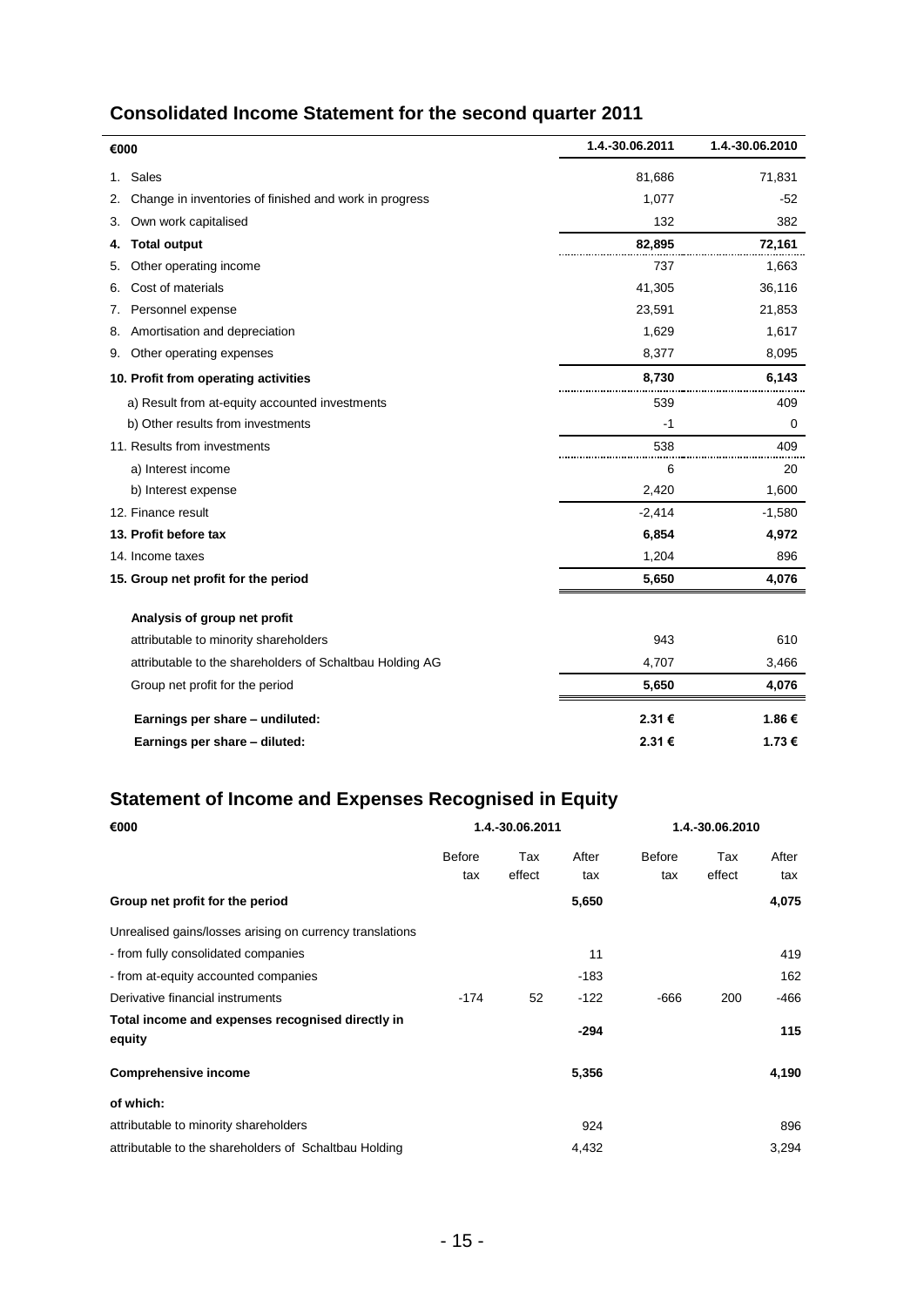## Consolidated Income Statement for the second quarter 2011

| €000 | 1.4.-30.06.2011 | 1.4.-30.06.2010 |
|---|---|---|
| 1. Sales | 81,686 | 71,831 |
| 2. Change in inventories of finished and work in progress | 1,077 | -52 |
| 3. Own work capitalised | 132 | 382 |
| **4. Total output** | **82,895** | **72,161** |
| 5. Other operating income | 737 | 1,663 |
| 6. Cost of materials | 41,305 | 36,116 |
| 7. Personnel expense | 23,591 | 21,853 |
| 8. Amortisation and depreciation | 1,629 | 1,617 |
| 9. Other operating expenses | 8,377 | 8,095 |
| **10. Profit from operating activities** | **8,730** | **6,143** |
| a) Result from at-equity accounted investments | 539 | 409 |
| b) Other results from investments | -1 | 0 |
| 11. Results from investments | 538 | 409 |
| a) Interest income | 6 | 20 |
| b) Interest expense | 2,420 | 1,600 |
| 12. Finance result | -2,414 | -1,580 |
| **13. Profit before tax** | **6,854** | **4,972** |
| 14. Income taxes | 1,204 | 896 |
| **15. Group net profit for the period** | **5,650** | **4,076** |
| **Analysis of group net profit** | | |
| attributable to minority shareholders | 943 | 610 |
| attributable to the shareholders of Schaltbau Holding AG | 4,707 | 3,466 |
| Group net profit for the period | **5,650** | **4,076** |
| **Earnings per share – undiluted:** | **2.31 €** | **1.86 €** |
| **Earnings per share – diluted:** | **2.31 €** | **1.73 €** |

## Statement of Income and Expenses Recognised in Equity

| €000 | 1.4.-30.06.2011 | | | 1.4.-30.06.2010 | | |
|---|---|---|---|---|---|---|
| | Before tax | Tax effect | After tax | Before tax | Tax effect | After tax |
| **Group net profit for the period** | | | **5,650** | | | **4,075** |
| Unrealised gains/losses arising on currency translations | | | | | | |
| - from fully consolidated companies | | | 11 | | | 419 |
| - from at-equity accounted companies | | | -183 | | | 162 |
| Derivative financial instruments | -174 | 52 | -122 | -666 | 200 | -466 |
| **Total income and expenses recognised directly in equity** | | | **-294** | | | **115** |
| **Comprehensive income** | | | **5,356** | | | **4,190** |
| **of which:** | | | | | | |
| attributable to minority shareholders | | | 924 | | | 896 |
| attributable to the shareholders of Schaltbau Holding | | | 4,432 | | | 3,294 |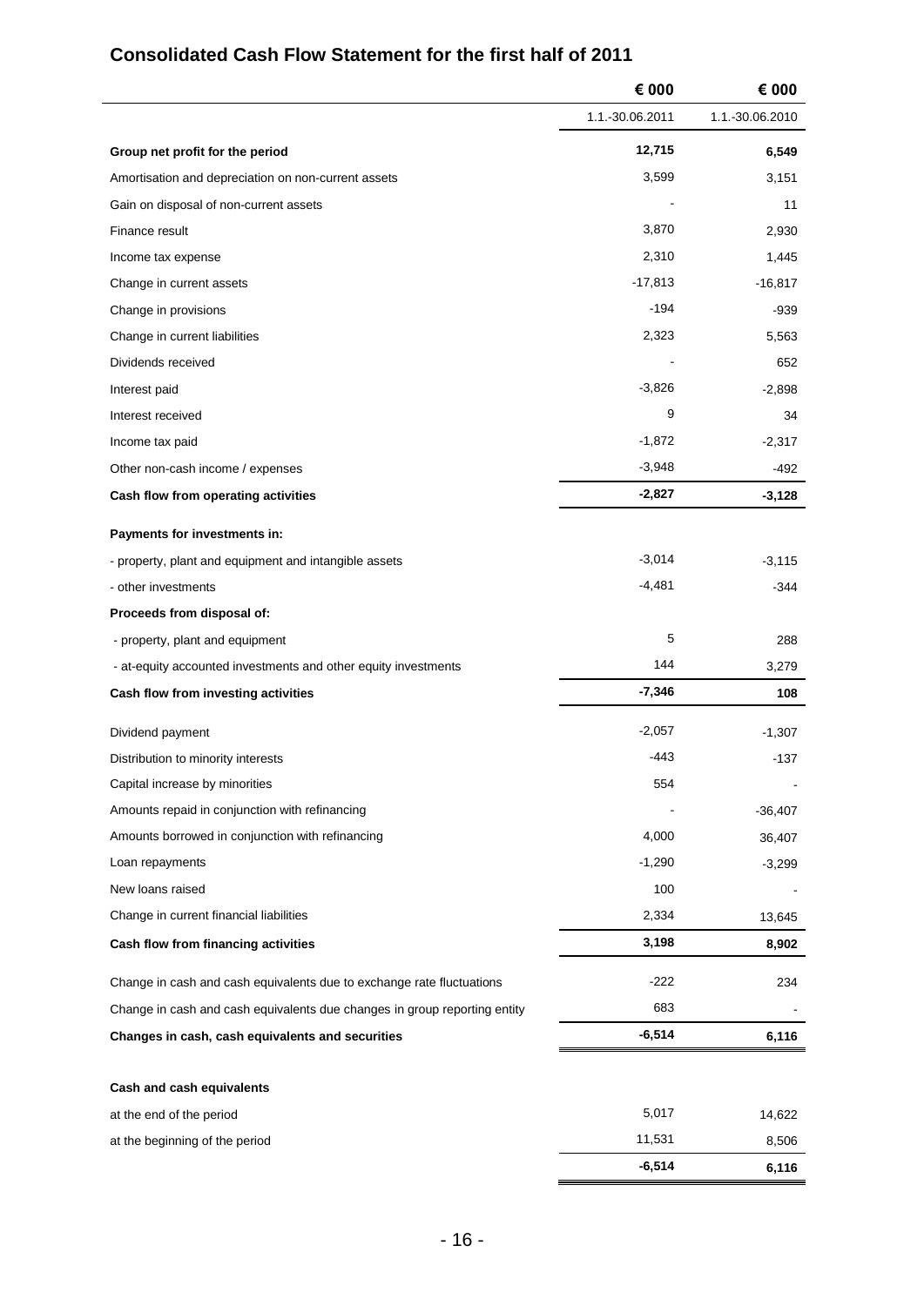## Consolidated Cash Flow Statement for the first half of 2011

| | € 000 | € 000 |
|---|---|---|
| | 1.1.-30.06.2011 | 1.1.-30.06.2010 |
| **Group net profit for the period** | **12,715** | **6,549** |
| Amortisation and depreciation on non-current assets | 3,599 | 3,151 |
| Gain on disposal of non-current assets | - | 11 |
| Finance result | 3,870 | 2,930 |
| Income tax expense | 2,310 | 1,445 |
| Change in current assets | -17,813 | -16,817 |
| Change in provisions | -194 | -939 |
| Change in current liabilities | 2,323 | 5,563 |
| Dividends received | - | 652 |
| Interest paid | -3,826 | -2,898 |
| Interest received | 9 | 34 |
| Income tax paid | -1,872 | -2,317 |
| Other non-cash income / expenses | -3,948 | -492 |
| **Cash flow from operating activities** | **-2,827** | **-3,128** |
| **Payments for investments in:** | | |
| - property, plant and equipment and intangible assets | -3,014 | -3,115 |
| - other investments | -4,481 | -344 |
| **Proceeds from disposal of:** | | |
| - property, plant and equipment | 5 | 288 |
| - at-equity accounted investments and other equity investments | 144 | 3,279 |
| **Cash flow from investing activities** | **-7,346** | **108** |
| Dividend payment | -2,057 | -1,307 |
| Distribution to minority interests | -443 | -137 |
| Capital increase by minorities | 554 | - |
| Amounts repaid in conjunction with refinancing | - | -36,407 |
| Amounts borrowed in conjunction with refinancing | 4,000 | 36,407 |
| Loan repayments | -1,290 | -3,299 |
| New loans raised | 100 | - |
| Change in current financial liabilities | 2,334 | 13,645 |
| **Cash flow from financing activities** | **3,198** | **8,902** |
| Change in cash and cash equivalents due to exchange rate fluctuations | -222 | 234 |
| Change in cash and cash equivalents due changes in group reporting entity | 683 | - |
| **Changes in cash, cash equivalents and securities** | **-6,514** | **6,116** |
| **Cash and cash equivalents** | | |
| at the end of the period | 5,017 | 14,622 |
| at the beginning of the period | 11,531 | 8,506 |
| | **-6,514** | **6,116** |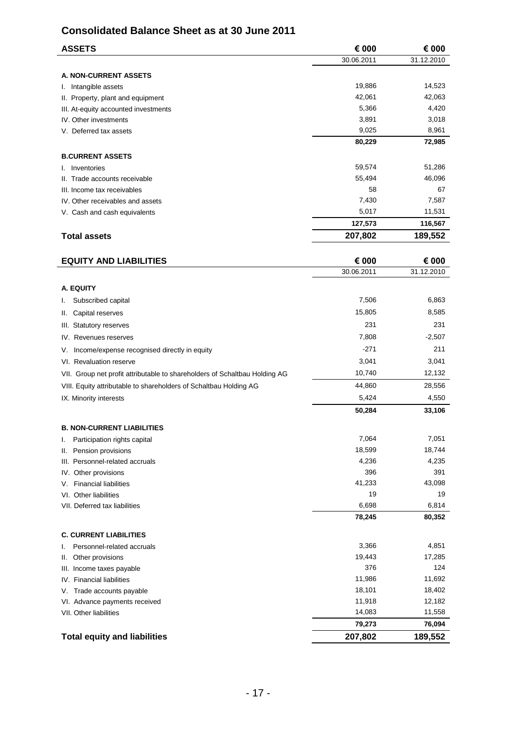# Consolidated Balance Sheet as at 30 June 2011

| ASSETS | € 000 | € 000 |
|---|---|---|
| | 30.06.2011 | 31.12.2010 |
| **A. NON-CURRENT ASSETS** | | |
| I. Intangible assets | 19,886 | 14,523 |
| II. Property, plant and equipment | 42,061 | 42,063 |
| III. At-equity accounted investments | 5,366 | 4,420 |
| IV. Other investments | 3,891 | 3,018 |
| V. Deferred tax assets | 9,025 | 8,961 |
| | **80,229** | **72,985** |
| **B.CURRENT ASSETS** | | |
| I. Inventories | 59,574 | 51,286 |
| II. Trade accounts receivable | 55,494 | 46,096 |
| III. Income tax receivables | 58 | 67 |
| IV. Other receivables and assets | 7,430 | 7,587 |
| V. Cash and cash equivalents | 5,017 | 11,531 |
| | **127,573** | **116,567** |
| **Total assets** | **207,802** | **189,552** |

| EQUITY AND LIABILITIES | € 000 | € 000 |
|---|---|---|
| | 30.06.2011 | 31.12.2010 |
| **A. EQUITY** | | |
| I. Subscribed capital | 7,506 | 6,863 |
| II. Capital reserves | 15,805 | 8,585 |
| III. Statutory reserves | 231 | 231 |
| IV. Revenues reserves | 7,808 | -2,507 |
| V. Income/expense recognised directly in equity | -271 | 211 |
| VI. Revaluation reserve | 3,041 | 3,041 |
| VII. Group net profit attributable to shareholders of Schaltbau Holding AG | 10,740 | 12,132 |
| VIII. Equity attributable to shareholders of Schaltbau Holding AG | 44,860 | 28,556 |
| IX. Minority interests | 5,424 | 4,550 |
| | **50,284** | **33,106** |
| **B. NON-CURRENT LIABILITIES** | | |
| I. Participation rights capital | 7,064 | 7,051 |
| II. Pension provisions | 18,599 | 18,744 |
| III. Personnel-related accruals | 4,236 | 4,235 |
| IV. Other provisions | 396 | 391 |
| V. Financial liabilities | 41,233 | 43,098 |
| VI. Other liabilities | 19 | 19 |
| VII. Deferred tax liabilities | 6,698 | 6,814 |
| | **78,245** | **80,352** |
| **C. CURRENT LIABILITIES** | | |
| I. Personnel-related accruals | 3,366 | 4,851 |
| II. Other provisions | 19,443 | 17,285 |
| III. Income taxes payable | 376 | 124 |
| IV. Financial liabilities | 11,986 | 11,692 |
| V. Trade accounts payable | 18,101 | 18,402 |
| VI. Advance payments received | 11,918 | 12,182 |
| VII. Other liabilities | 14,083 | 11,558 |
| | **79,273** | **76,094** |
| **Total equity and liabilities** | **207,802** | **189,552** |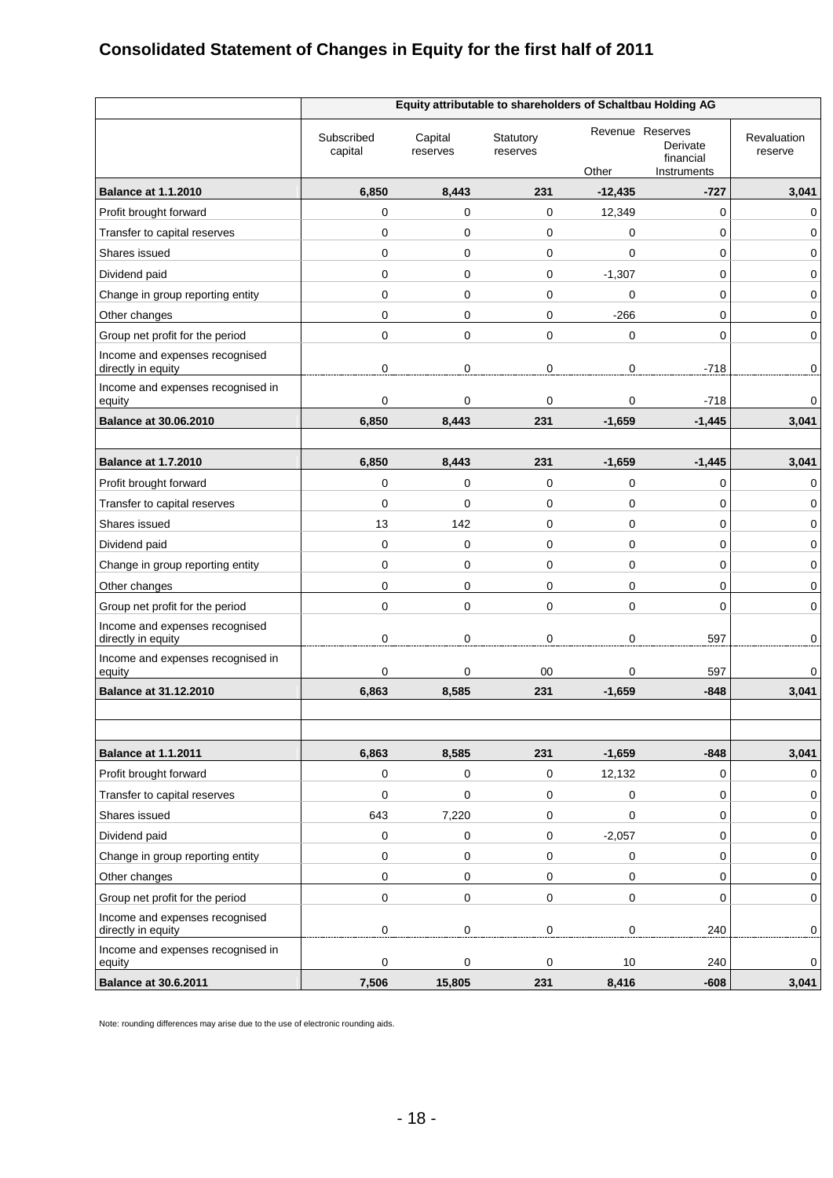## Consolidated Statement of Changes in Equity for the first half of 2011

| | Equity attributable to shareholders of Schaltbau Holding AG | | | | | |
|---|---|---|---|---|---|---|
| | Subscribed capital | Capital reserves | Statutory reserves | Revenue Reserves Other | Derivate financial Instruments | Revaluation reserve |
| **Balance at 1.1.2010** | **6,850** | **8,443** | **231** | **-12,435** | **-727** | **3,041** |
| Profit brought forward | 0 | 0 | 0 | 12,349 | 0 | 0 |
| Transfer to capital reserves | 0 | 0 | 0 | 0 | 0 | 0 |
| Shares issued | 0 | 0 | 0 | 0 | 0 | 0 |
| Dividend paid | 0 | 0 | 0 | -1,307 | 0 | 0 |
| Change in group reporting entity | 0 | 0 | 0 | 0 | 0 | 0 |
| Other changes | 0 | 0 | 0 | -266 | 0 | 0 |
| Group net profit for the period | 0 | 0 | 0 | 0 | 0 | 0 |
| Income and expenses recognised directly in equity | 0 | 0 | 0 | 0 | -718 | 0 |
| Income and expenses recognised in equity | 0 | 0 | 0 | 0 | -718 | 0 |
| **Balance at 30.06.2010** | **6,850** | **8,443** | **231** | **-1,659** | **-1,445** | **3,041** |
| | | | | | | |
| **Balance at 1.7.2010** | **6,850** | **8,443** | **231** | **-1,659** | **-1,445** | **3,041** |
| Profit brought forward | 0 | 0 | 0 | 0 | 0 | 0 |
| Transfer to capital reserves | 0 | 0 | 0 | 0 | 0 | 0 |
| Shares issued | 13 | 142 | 0 | 0 | 0 | 0 |
| Dividend paid | 0 | 0 | 0 | 0 | 0 | 0 |
| Change in group reporting entity | 0 | 0 | 0 | 0 | 0 | 0 |
| Other changes | 0 | 0 | 0 | 0 | 0 | 0 |
| Group net profit for the period | 0 | 0 | 0 | 0 | 0 | 0 |
| Income and expenses recognised directly in equity | 0 | 0 | 0 | 0 | 597 | 0 |
| Income and expenses recognised in equity | 0 | 0 | 00 | 0 | 597 | 0 |
| **Balance at 31.12.2010** | **6,863** | **8,585** | **231** | **-1,659** | **-848** | **3,041** |
| | | | | | | |
| | | | | | | |
| **Balance at 1.1.2011** | **6,863** | **8,585** | **231** | **-1,659** | **-848** | **3,041** |
| Profit brought forward | 0 | 0 | 0 | 12,132 | 0 | 0 |
| Transfer to capital reserves | 0 | 0 | 0 | 0 | 0 | 0 |
| Shares issued | 643 | 7,220 | 0 | 0 | 0 | 0 |
| Dividend paid | 0 | 0 | 0 | -2,057 | 0 | 0 |
| Change in group reporting entity | 0 | 0 | 0 | 0 | 0 | 0 |
| Other changes | 0 | 0 | 0 | 0 | 0 | 0 |
| Group net profit for the period | 0 | 0 | 0 | 0 | 0 | 0 |
| Income and expenses recognised directly in equity | 0 | 0 | 0 | 0 | 240 | 0 |
| Income and expenses recognised in equity | 0 | 0 | 0 | 10 | 240 | 0 |
| **Balance at 30.6.2011** | **7,506** | **15,805** | **231** | **8,416** | **-608** | **3,041** |

Note: rounding differences may arise due to the use of electronic rounding aids.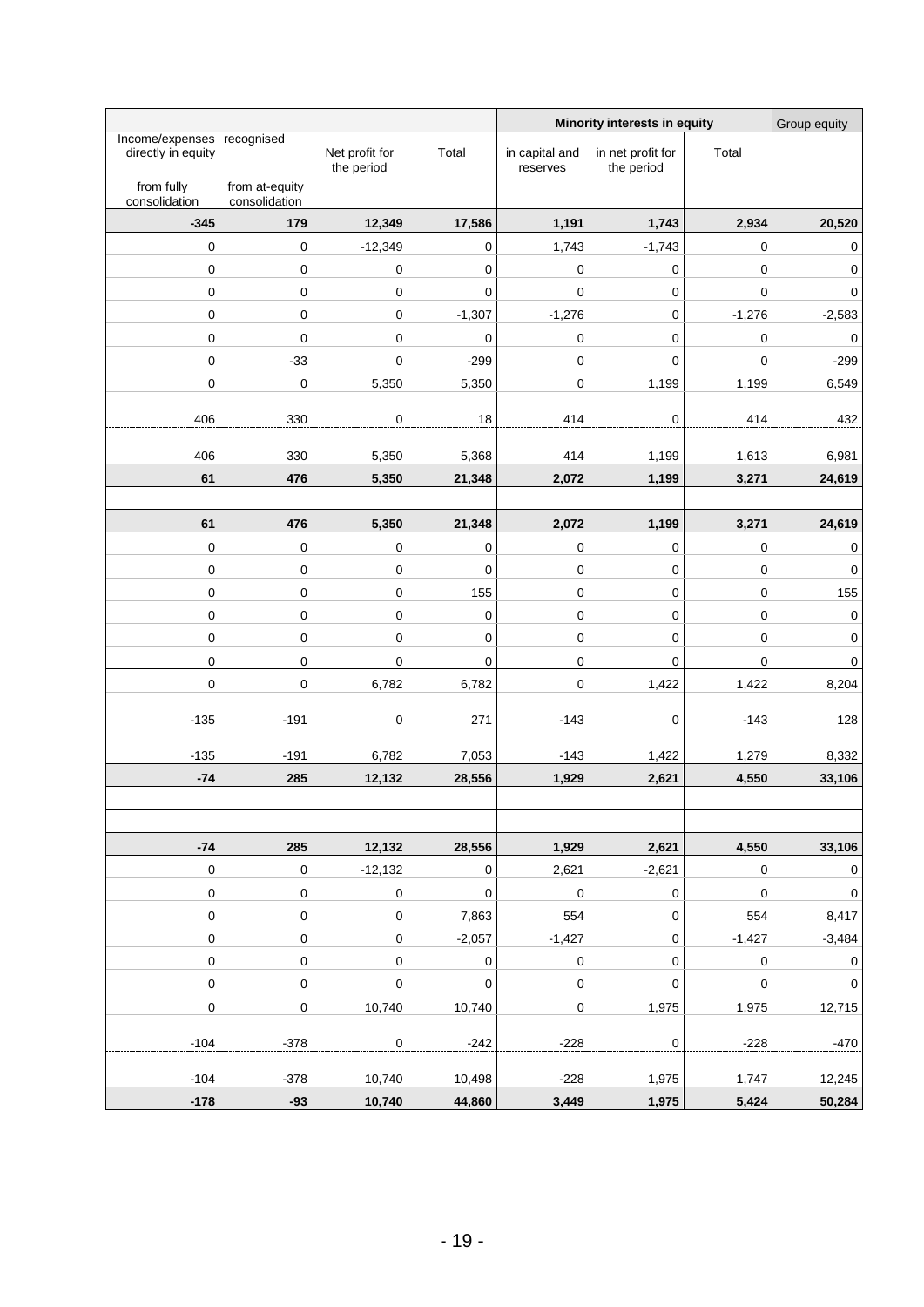| Income/expenses recognised directly in equity | | Net profit for the period | Total | Minority interests in equity | | | Group equity |
|---|---|---|---|---|---|---|---|
| from fully consolidation | from at-equity consolidation | | | in capital and reserves | in net profit for the period | Total | |
| **-345** | **179** | **12,349** | **17,586** | **1,191** | **1,743** | **2,934** | **20,520** |
| 0 | 0 | -12,349 | 0 | 1,743 | -1,743 | 0 | 0 |
| 0 | 0 | 0 | 0 | 0 | 0 | 0 | 0 |
| 0 | 0 | 0 | 0 | 0 | 0 | 0 | 0 |
| 0 | 0 | 0 | -1,307 | -1,276 | 0 | -1,276 | -2,583 |
| 0 | 0 | 0 | 0 | 0 | 0 | 0 | 0 |
| 0 | -33 | 0 | -299 | 0 | 0 | 0 | -299 |
| 0 | 0 | 5,350 | 5,350 | 0 | 1,199 | 1,199 | 6,549 |
| 406 | 330 | 0 | 18 | 414 | 0 | 414 | 432 |
| 406 | 330 | 5,350 | 5,368 | 414 | 1,199 | 1,613 | 6,981 |
| **61** | **476** | **5,350** | **21,348** | **2,072** | **1,199** | **3,271** | **24,619** |
| | | | | | | | |
| **61** | **476** | **5,350** | **21,348** | **2,072** | **1,199** | **3,271** | **24,619** |
| 0 | 0 | 0 | 0 | 0 | 0 | 0 | 0 |
| 0 | 0 | 0 | 0 | 0 | 0 | 0 | 0 |
| 0 | 0 | 0 | 155 | 0 | 0 | 0 | 155 |
| 0 | 0 | 0 | 0 | 0 | 0 | 0 | 0 |
| 0 | 0 | 0 | 0 | 0 | 0 | 0 | 0 |
| 0 | 0 | 0 | 0 | 0 | 0 | 0 | 0 |
| 0 | 0 | 6,782 | 6,782 | 0 | 1,422 | 1,422 | 8,204 |
| -135 | -191 | 0 | 271 | -143 | 0 | -143 | 128 |
| -135 | -191 | 6,782 | 7,053 | -143 | 1,422 | 1,279 | 8,332 |
| **-74** | **285** | **12,132** | **28,556** | **1,929** | **2,621** | **4,550** | **33,106** |
| | | | | | | | |
| | | | | | | | |
| **-74** | **285** | **12,132** | **28,556** | **1,929** | **2,621** | **4,550** | **33,106** |
| 0 | 0 | -12,132 | 0 | 2,621 | -2,621 | 0 | 0 |
| 0 | 0 | 0 | 0 | 0 | 0 | 0 | 0 |
| 0 | 0 | 0 | 7,863 | 554 | 0 | 554 | 8,417 |
| 0 | 0 | 0 | -2,057 | -1,427 | 0 | -1,427 | -3,484 |
| 0 | 0 | 0 | 0 | 0 | 0 | 0 | 0 |
| 0 | 0 | 0 | 0 | 0 | 0 | 0 | 0 |
| 0 | 0 | 10,740 | 10,740 | 0 | 1,975 | 1,975 | 12,715 |
| -104 | -378 | 0 | -242 | -228 | 0 | -228 | -470 |
| -104 | -378 | 10,740 | 10,498 | -228 | 1,975 | 1,747 | 12,245 |
| **-178** | **-93** | **10,740** | **44,860** | **3,449** | **1,975** | **5,424** | **50,284** |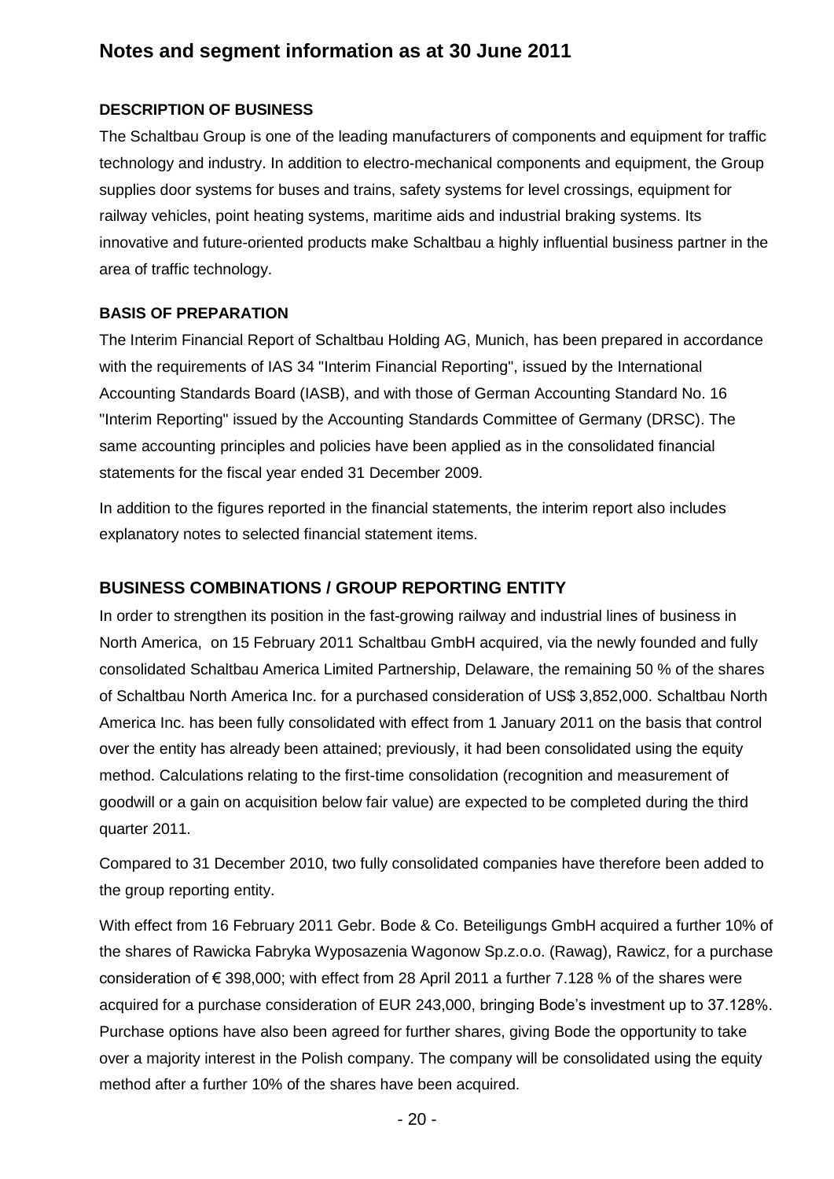# Notes and segment information as at 30 June 2011

### DESCRIPTION OF BUSINESS

The Schaltbau Group is one of the leading manufacturers of components and equipment for traffic technology and industry. In addition to electro-mechanical components and equipment, the Group supplies door systems for buses and trains, safety systems for level crossings, equipment for railway vehicles, point heating systems, maritime aids and industrial braking systems. Its innovative and future-oriented products make Schaltbau a highly influential business partner in the area of traffic technology.

### BASIS OF PREPARATION

The Interim Financial Report of Schaltbau Holding AG, Munich, has been prepared in accordance with the requirements of IAS 34 "Interim Financial Reporting", issued by the International Accounting Standards Board (IASB), and with those of German Accounting Standard No. 16 "Interim Reporting" issued by the Accounting Standards Committee of Germany (DRSC). The same accounting principles and policies have been applied as in the consolidated financial statements for the fiscal year ended 31 December 2009.

In addition to the figures reported in the financial statements, the interim report also includes explanatory notes to selected financial statement items.

## BUSINESS COMBINATIONS / GROUP REPORTING ENTITY

In order to strengthen its position in the fast-growing railway and industrial lines of business in North America, on 15 February 2011 Schaltbau GmbH acquired, via the newly founded and fully consolidated Schaltbau America Limited Partnership, Delaware, the remaining 50 % of the shares of Schaltbau North America Inc. for a purchased consideration of US$ 3,852,000. Schaltbau North America Inc. has been fully consolidated with effect from 1 January 2011 on the basis that control over the entity has already been attained; previously, it had been consolidated using the equity method. Calculations relating to the first-time consolidation (recognition and measurement of goodwill or a gain on acquisition below fair value) are expected to be completed during the third quarter 2011.

Compared to 31 December 2010, two fully consolidated companies have therefore been added to the group reporting entity.

With effect from 16 February 2011 Gebr. Bode & Co. Beteiligungs GmbH acquired a further 10% of the shares of Rawicka Fabryka Wyposazenia Wagonow Sp.z.o.o. (Rawag), Rawicz, for a purchase consideration of € 398,000; with effect from 28 April 2011 a further 7.128 % of the shares were acquired for a purchase consideration of EUR 243,000, bringing Bode's investment up to 37.128%. Purchase options have also been agreed for further shares, giving Bode the opportunity to take over a majority interest in the Polish company. The company will be consolidated using the equity method after a further 10% of the shares have been acquired.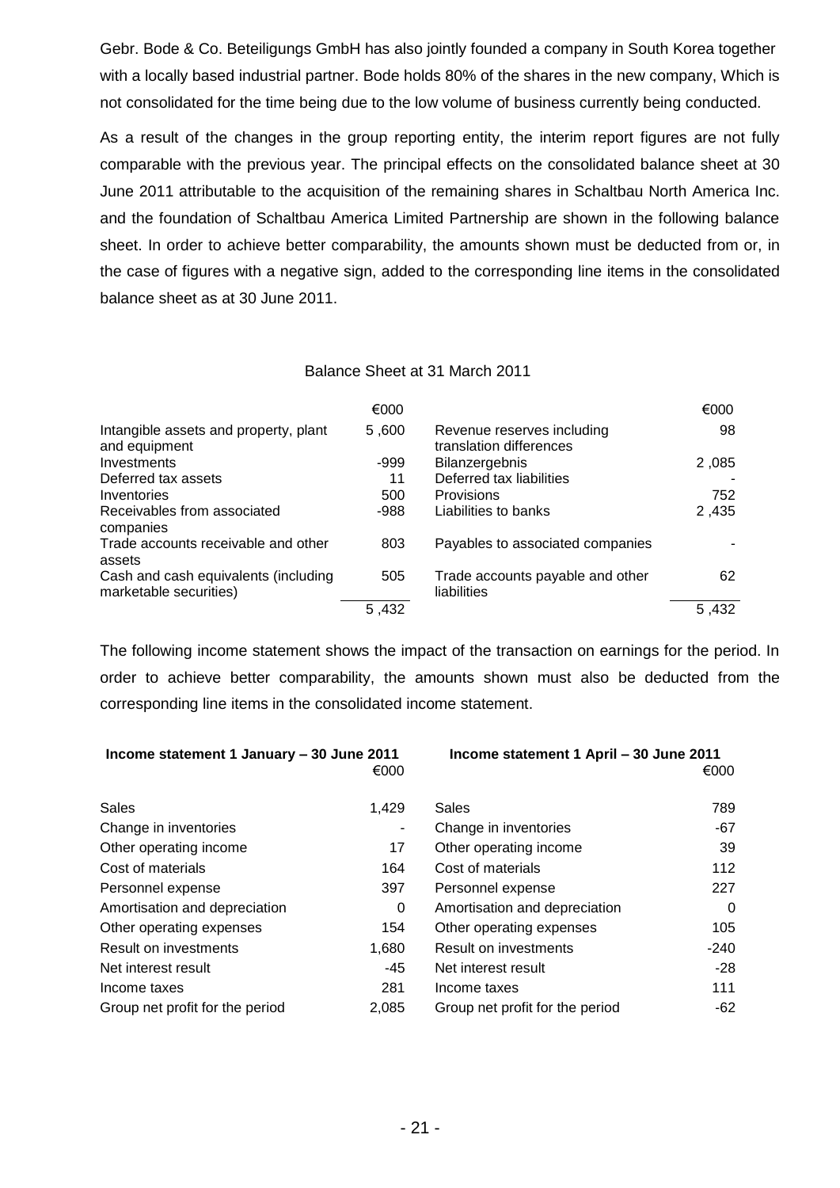Gebr. Bode & Co. Beteiligungs GmbH has also jointly founded a company in South Korea together with a locally based industrial partner. Bode holds 80% of the shares in the new company, Which is not consolidated for the time being due to the low volume of business currently being conducted.

As a result of the changes in the group reporting entity, the interim report figures are not fully comparable with the previous year. The principal effects on the consolidated balance sheet at 30 June 2011 attributable to the acquisition of the remaining shares in Schaltbau North America Inc. and the foundation of Schaltbau America Limited Partnership are shown in the following balance sheet. In order to achieve better comparability, the amounts shown must be deducted from or, in the case of figures with a negative sign, added to the corresponding line items in the consolidated balance sheet as at 30 June 2011.

Balance Sheet at 31 March 2011

| | €000 | | €000 |
|---|---|---|---|
| Intangible assets and property, plant and equipment | 5 ,600 | Revenue reserves including translation differences | 98 |
| Investments | -999 | Bilanzergebnis | 2 ,085 |
| Deferred tax assets | 11 | Deferred tax liabilities | - |
| Inventories | 500 | Provisions | 752 |
| Receivables from associated companies | -988 | Liabilities to banks | 2 ,435 |
| Trade accounts receivable and other assets | 803 | Payables to associated companies | - |
| Cash and cash equivalents (including marketable securities) | 505 | Trade accounts payable and other liabilities | 62 |
| | 5 ,432 | | 5 ,432 |

The following income statement shows the impact of the transaction on earnings for the period. In order to achieve better comparability, the amounts shown must also be deducted from the corresponding line items in the consolidated income statement.

| **Income statement 1 January – 30 June 2011** | €000 | **Income statement 1 April – 30 June 2011** | €000 |
|---|---|---|---|
| Sales | 1,429 | Sales | 789 |
| Change in inventories | - | Change in inventories | -67 |
| Other operating income | 17 | Other operating income | 39 |
| Cost of materials | 164 | Cost of materials | 112 |
| Personnel expense | 397 | Personnel expense | 227 |
| Amortisation and depreciation | 0 | Amortisation and depreciation | 0 |
| Other operating expenses | 154 | Other operating expenses | 105 |
| Result on investments | 1,680 | Result on investments | -240 |
| Net interest result | -45 | Net interest result | -28 |
| Income taxes | 281 | Income taxes | 111 |
| Group net profit for the period | 2,085 | Group net profit for the period | -62 |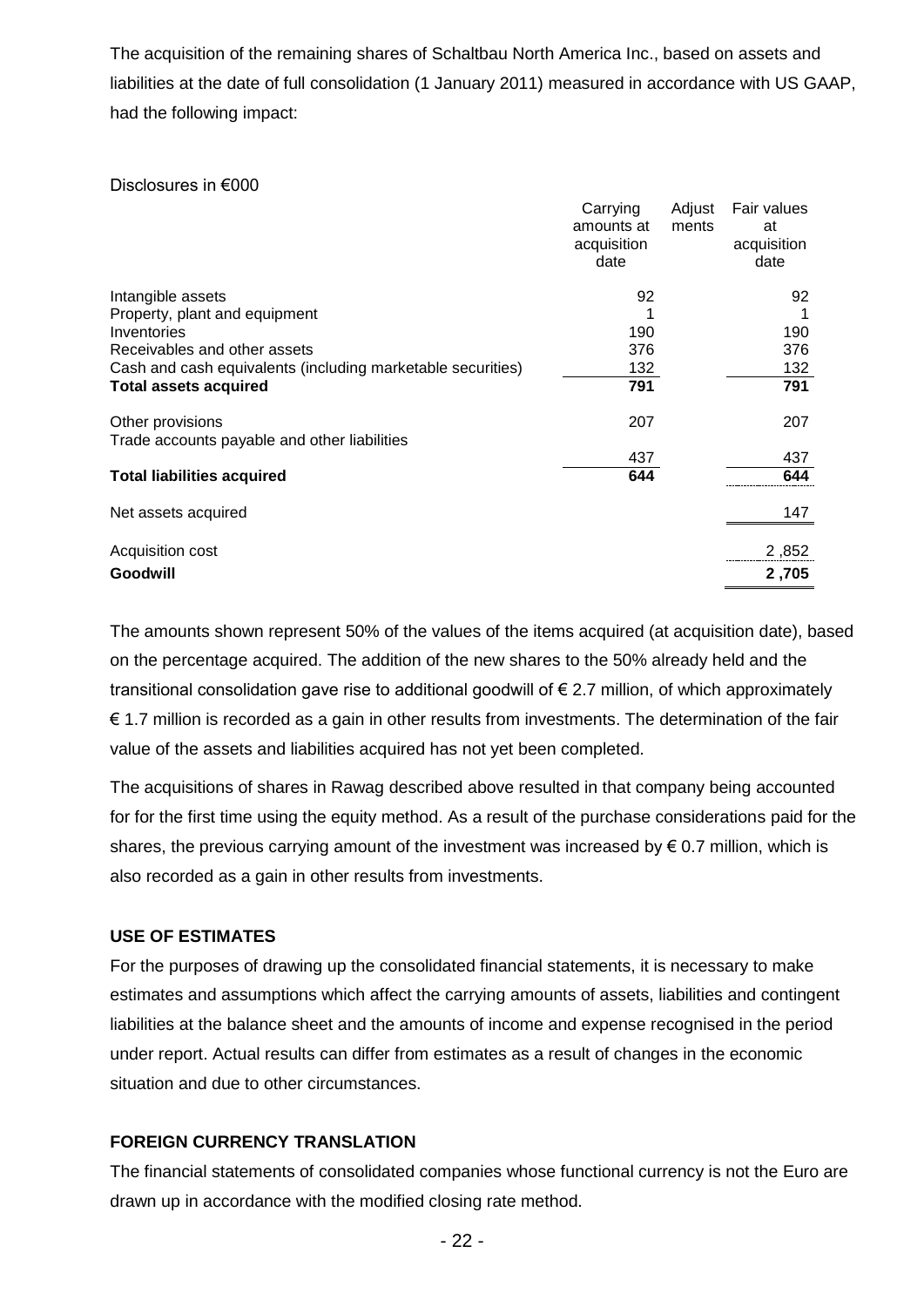The acquisition of the remaining shares of Schaltbau North America Inc., based on assets and liabilities at the date of full consolidation (1 January 2011) measured in accordance with US GAAP, had the following impact:

Disclosures in €000

| | Carrying amounts at acquisition date | Adjust ments | Fair values at acquisition date |
|---|---|---|---|
| Intangible assets | 92 | | 92 |
| Property, plant and equipment | 1 | | 1 |
| Inventories | 190 | | 190 |
| Receivables and other assets | 376 | | 376 |
| Cash and cash equivalents (including marketable securities) | 132 | | 132 |
| **Total assets acquired** | **791** | | **791** |
| Other provisions | 207 | | 207 |
| Trade accounts payable and other liabilities | 437 | | 437 |
| **Total liabilities acquired** | **644** | | **644** |
| Net assets acquired | | | 147 |
| Acquisition cost | | | 2 ,852 |
| **Goodwill** | | | **2 ,705** |

The amounts shown represent 50% of the values of the items acquired (at acquisition date), based on the percentage acquired. The addition of the new shares to the 50% already held and the transitional consolidation gave rise to additional goodwill of € 2.7 million, of which approximately € 1.7 million is recorded as a gain in other results from investments. The determination of the fair value of the assets and liabilities acquired has not yet been completed.

The acquisitions of shares in Rawag described above resulted in that company being accounted for for the first time using the equity method. As a result of the purchase considerations paid for the shares, the previous carrying amount of the investment was increased by € 0.7 million, which is also recorded as a gain in other results from investments.

## USE OF ESTIMATES

For the purposes of drawing up the consolidated financial statements, it is necessary to make estimates and assumptions which affect the carrying amounts of assets, liabilities and contingent liabilities at the balance sheet and the amounts of income and expense recognised in the period under report. Actual results can differ from estimates as a result of changes in the economic situation and due to other circumstances.

## FOREIGN CURRENCY TRANSLATION

The financial statements of consolidated companies whose functional currency is not the Euro are drawn up in accordance with the modified closing rate method.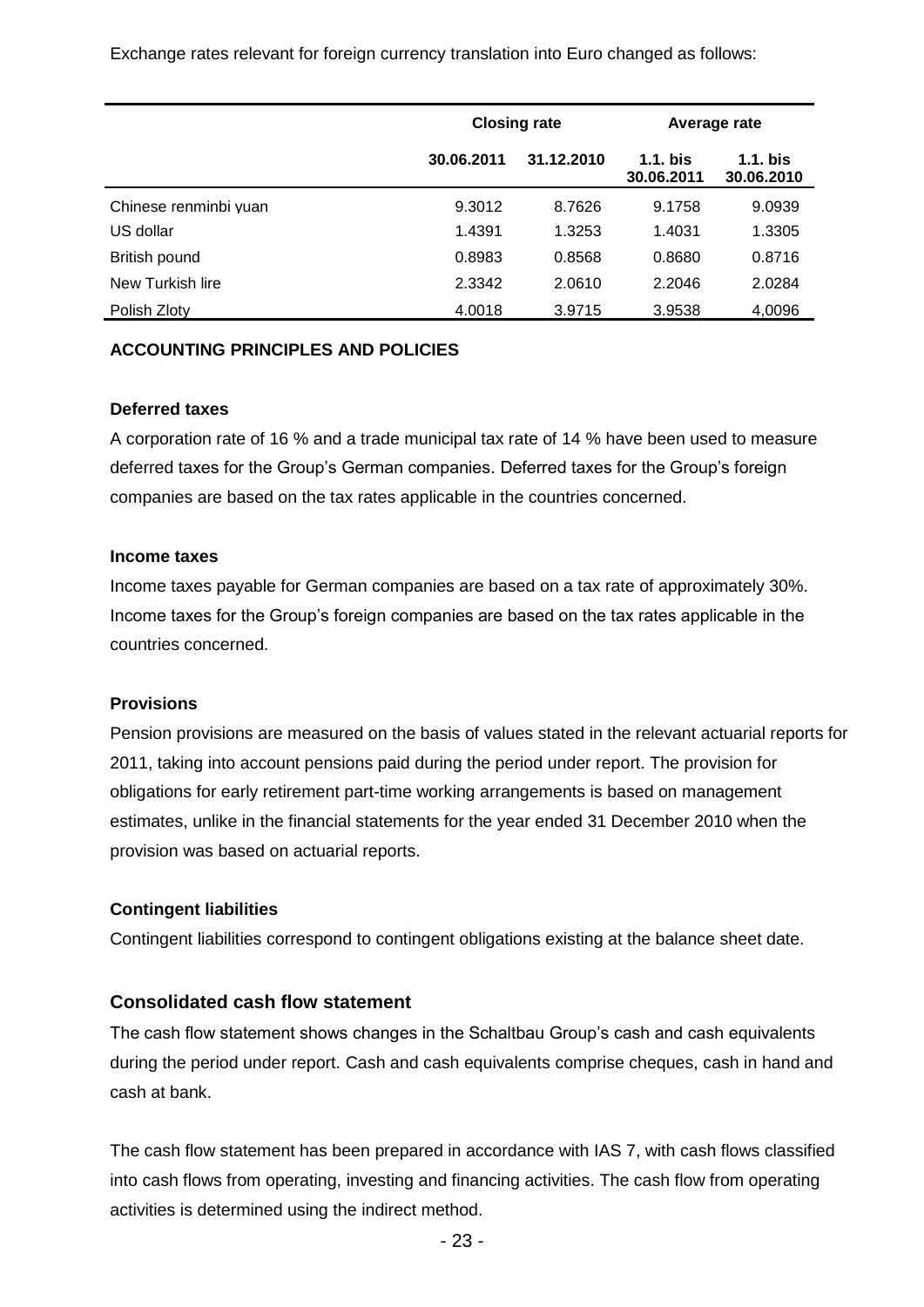Exchange rates relevant for foreign currency translation into Euro changed as follows:

| | Closing rate | | Average rate | |
|---|---|---|---|---|
| | 30.06.2011 | 31.12.2010 | 1.1. bis 30.06.2011 | 1.1. bis 30.06.2010 |
| Chinese renminbi yuan | 9.3012 | 8.7626 | 9.1758 | 9.0939 |
| US dollar | 1.4391 | 1.3253 | 1.4031 | 1.3305 |
| British pound | 0.8983 | 0.8568 | 0.8680 | 0.8716 |
| New Turkish lire | 2.3342 | 2.0610 | 2.2046 | 2.0284 |
| Polish Zloty | 4.0018 | 3.9715 | 3.9538 | 4,0096 |

**ACCOUNTING PRINCIPLES AND POLICIES**

**Deferred taxes**

A corporation rate of 16 % and a trade municipal tax rate of 14 % have been used to measure deferred taxes for the Group's German companies. Deferred taxes for the Group's foreign companies are based on the tax rates applicable in the countries concerned.

**Income taxes**

Income taxes payable for German companies are based on a tax rate of approximately 30%. Income taxes for the Group's foreign companies are based on the tax rates applicable in the countries concerned.

**Provisions**

Pension provisions are measured on the basis of values stated in the relevant actuarial reports for 2011, taking into account pensions paid during the period under report. The provision for obligations for early retirement part-time working arrangements is based on management estimates, unlike in the financial statements for the year ended 31 December 2010 when the provision was based on actuarial reports.

**Contingent liabilities**

Contingent liabilities correspond to contingent obligations existing at the balance sheet date.

## Consolidated cash flow statement

The cash flow statement shows changes in the Schaltbau Group's cash and cash equivalents during the period under report. Cash and cash equivalents comprise cheques, cash in hand and cash at bank.

The cash flow statement has been prepared in accordance with IAS 7, with cash flows classified into cash flows from operating, investing and financing activities. The cash flow from operating activities is determined using the indirect method.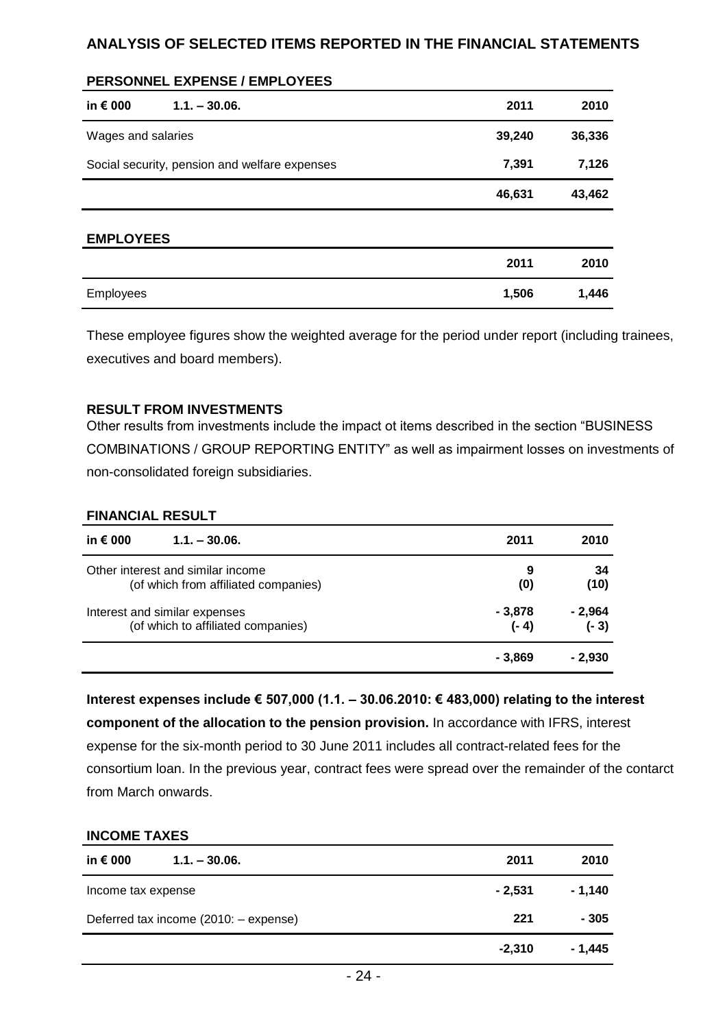## ANALYSIS OF SELECTED ITEMS REPORTED IN THE FINANCIAL STATEMENTS

### PERSONNEL EXPENSE / EMPLOYEES

| in € 000 1.1. – 30.06. | 2011 | 2010 |
|---|---|---|
| Wages and salaries | 39,240 | 36,336 |
| Social security, pension and welfare expenses | 7,391 | 7,126 |
| | 46,631 | 43,462 |

### EMPLOYEES

| | 2011 | 2010 |
|---|---|---|
| Employees | 1,506 | 1,446 |

These employee figures show the weighted average for the period under report (including trainees, executives and board members).

### RESULT FROM INVESTMENTS

Other results from investments include the impact ot items described in the section "BUSINESS COMBINATIONS / GROUP REPORTING ENTITY" as well as impairment losses on investments of non-consolidated foreign subsidiaries.

### FINANCIAL RESULT

| in € 000 1.1. – 30.06. | 2011 | 2010 |
|---|---|---|
| Other interest and similar income | 9 | 34 |
| (of which from affiliated companies) | (0) | (10) |
| Interest and similar expenses | - 3,878 | - 2,964 |
| (of which to affiliated companies) | (- 4) | (- 3) |
| | - 3,869 | - 2,930 |

**Interest expenses include € 507,000 (1.1. – 30.06.2010: € 483,000) relating to the interest component of the allocation to the pension provision.** In accordance with IFRS, interest expense for the six-month period to 30 June 2011 includes all contract-related fees for the consortium loan. In the previous year, contract fees were spread over the remainder of the contarct from March onwards.

### INCOME TAXES

| in € 000 1.1. – 30.06. | 2011 | 2010 |
|---|---|---|
| Income tax expense | - 2,531 | - 1,140 |
| Deferred tax income (2010: – expense) | 221 | - 305 |
| | -2,310 | - 1,445 |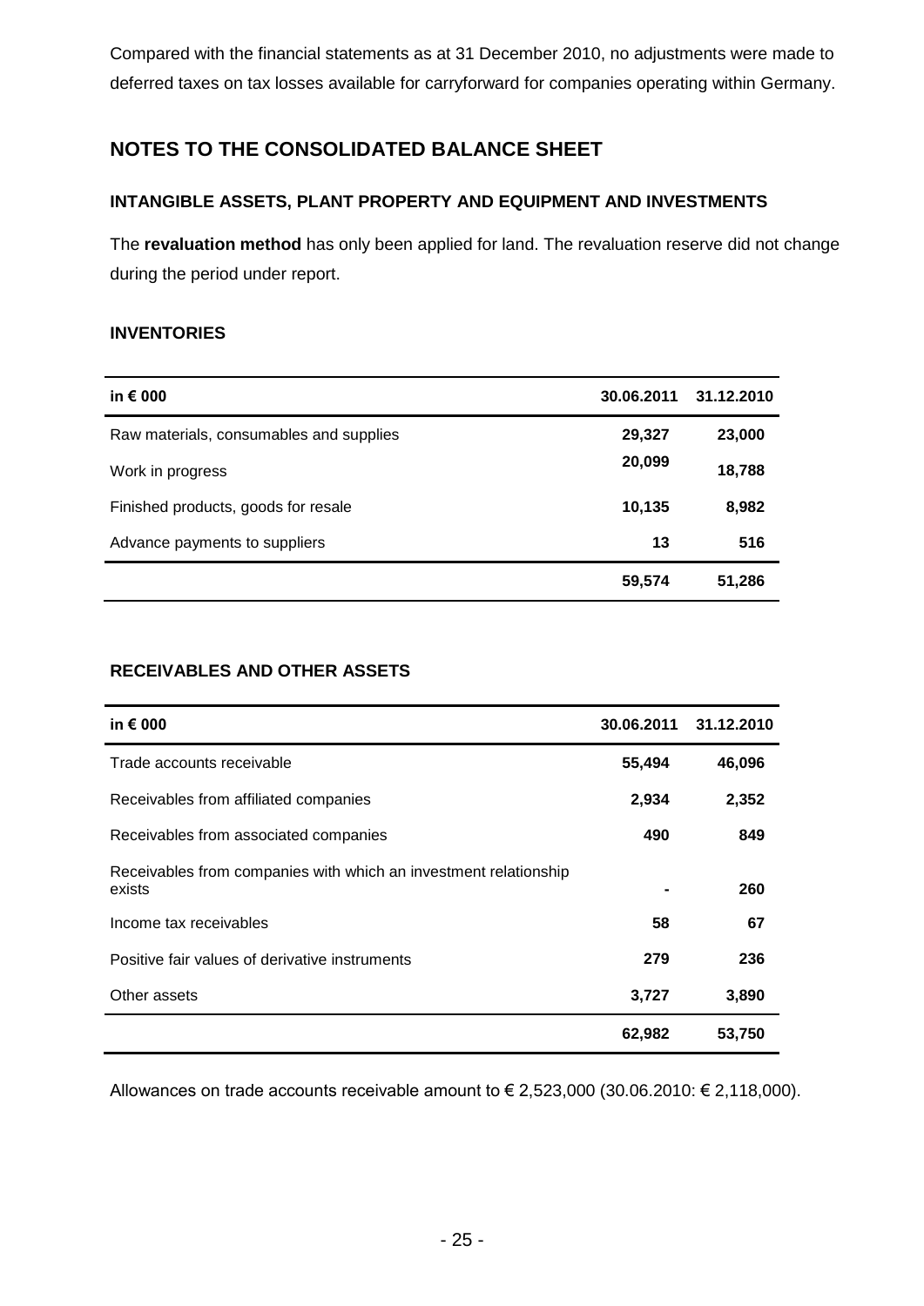Compared with the financial statements as at 31 December 2010, no adjustments were made to deferred taxes on tax losses available for carryforward for companies operating within Germany.

## NOTES TO THE CONSOLIDATED BALANCE SHEET

### INTANGIBLE ASSETS, PLANT PROPERTY AND EQUIPMENT AND INVESTMENTS

The **revaluation method** has only been applied for land. The revaluation reserve did not change during the period under report.

### INVENTORIES

| in € 000 | 30.06.2011 | 31.12.2010 |
|---|---|---|
| Raw materials, consumables and supplies | **29,327** | **23,000** |
| Work in progress | **20,099** | **18,788** |
| Finished products, goods for resale | **10,135** | **8,982** |
| Advance payments to suppliers | **13** | **516** |
| | **59,574** | **51,286** |

### RECEIVABLES AND OTHER ASSETS

| in € 000 | 30.06.2011 | 31.12.2010 |
|---|---|---|
| Trade accounts receivable | **55,494** | **46,096** |
| Receivables from affiliated companies | **2,934** | **2,352** |
| Receivables from associated companies | **490** | **849** |
| Receivables from companies with which an investment relationship exists | **-** | **260** |
| Income tax receivables | **58** | **67** |
| Positive fair values of derivative instruments | **279** | **236** |
| Other assets | **3,727** | **3,890** |
| | **62,982** | **53,750** |

Allowances on trade accounts receivable amount to € 2,523,000 (30.06.2010: € 2,118,000).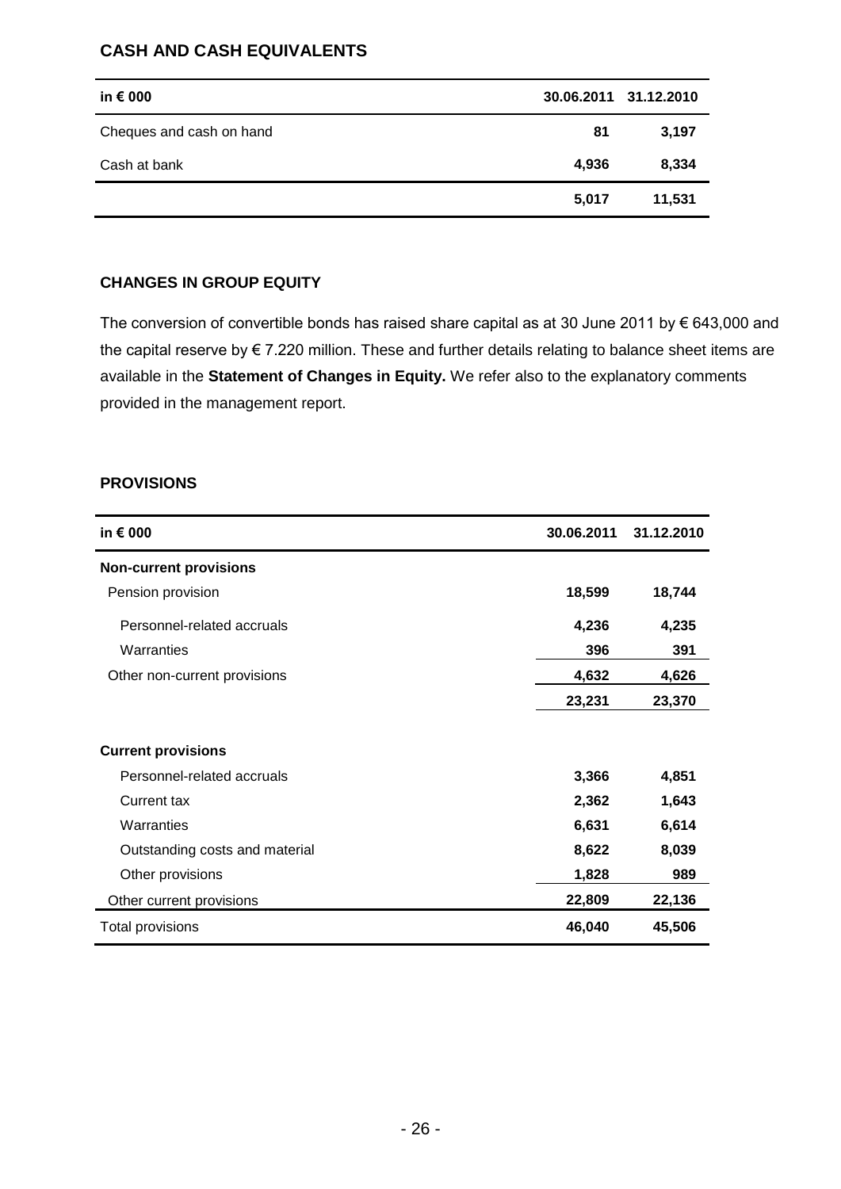## CASH AND CASH EQUIVALENTS

| in € 000 | 30.06.2011 | 31.12.2010 |
|---|---|---|
| Cheques and cash on hand | 81 | 3,197 |
| Cash at bank | 4,936 | 8,334 |
| | 5,017 | 11,531 |

## CHANGES IN GROUP EQUITY

The conversion of convertible bonds has raised share capital as at 30 June 2011 by € 643,000 and the capital reserve by € 7.220 million. These and further details relating to balance sheet items are available in the **Statement of Changes in Equity.** We refer also to the explanatory comments provided in the management report.

## PROVISIONS

| in € 000 | 30.06.2011 | 31.12.2010 |
|---|---|---|
| **Non-current provisions** | | |
| Pension provision | 18,599 | 18,744 |
| Personnel-related accruals | 4,236 | 4,235 |
| Warranties | 396 | 391 |
| Other non-current provisions | 4,632 | 4,626 |
| | 23,231 | 23,370 |
| **Current provisions** | | |
| Personnel-related accruals | 3,366 | 4,851 |
| Current tax | 2,362 | 1,643 |
| Warranties | 6,631 | 6,614 |
| Outstanding costs and material | 8,622 | 8,039 |
| Other provisions | 1,828 | 989 |
| Other current provisions | 22,809 | 22,136 |
| Total provisions | 46,040 | 45,506 |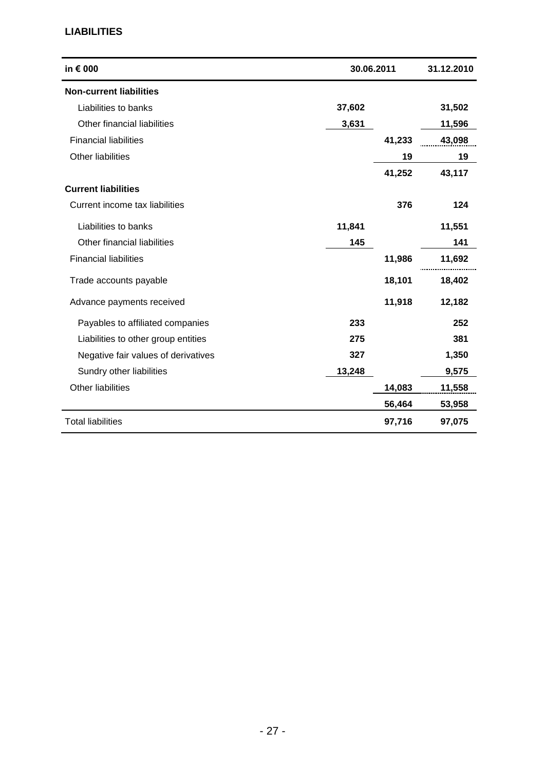## LIABILITIES

| in € 000 | 30.06.2011 | | 31.12.2010 |
|---|---|---|---|
| **Non-current liabilities** | | | |
| Liabilities to banks | 37,602 | | 31,502 |
| Other financial liabilities | 3,631 | | 11,596 |
| Financial liabilities | | 41,233 | 43,098 |
| Other liabilities | | 19 | 19 |
| | | 41,252 | 43,117 |
| **Current liabilities** | | | |
| Current income tax liabilities | | 376 | 124 |
| Liabilities to banks | 11,841 | | 11,551 |
| Other financial liabilities | 145 | | 141 |
| Financial liabilities | | 11,986 | 11,692 |
| Trade accounts payable | | 18,101 | 18,402 |
| Advance payments received | | 11,918 | 12,182 |
| Payables to affiliated companies | 233 | | 252 |
| Liabilities to other group entities | 275 | | 381 |
| Negative fair values of derivatives | 327 | | 1,350 |
| Sundry other liabilities | 13,248 | | 9,575 |
| Other liabilities | | 14,083 | 11,558 |
| | | 56,464 | 53,958 |
| Total liabilities | | 97,716 | 97,075 |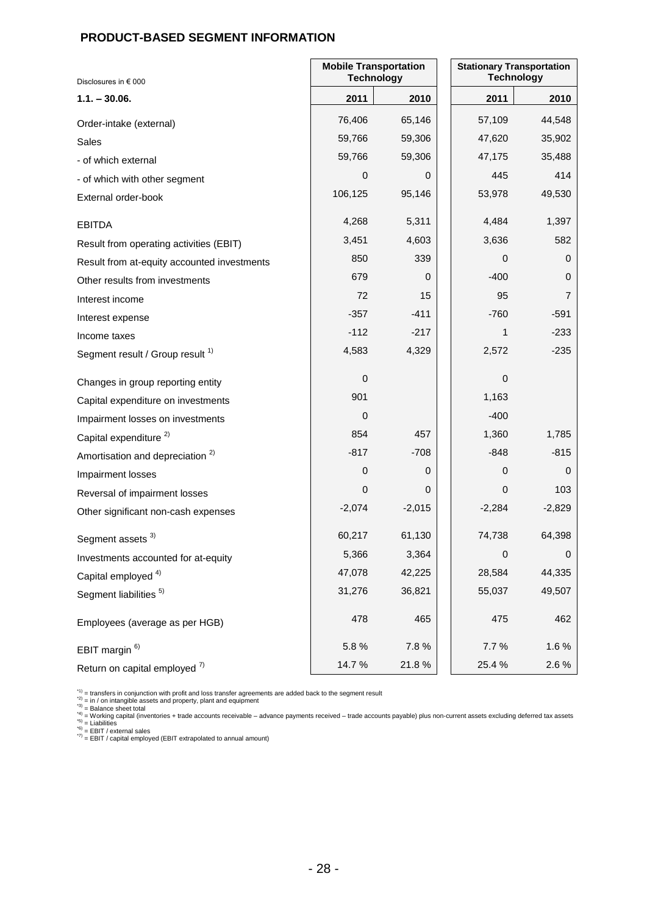## PRODUCT-BASED SEGMENT INFORMATION

| Disclosures in € 000 | Mobile Transportation Technology | | Stationary Transportation Technology | |
|---|---|---|---|---|
| **1.1. – 30.06.** | **2011** | **2010** | **2011** | **2010** |
| Order-intake (external) | 76,406 | 65,146 | 57,109 | 44,548 |
| Sales | 59,766 | 59,306 | 47,620 | 35,902 |
| - of which external | 59,766 | 59,306 | 47,175 | 35,488 |
| - of which with other segment | 0 | 0 | 445 | 414 |
| External order-book | 106,125 | 95,146 | 53,978 | 49,530 |
| EBITDA | 4,268 | 5,311 | 4,484 | 1,397 |
| Result from operating activities (EBIT) | 3,451 | 4,603 | 3,636 | 582 |
| Result from at-equity accounted investments | 850 | 339 | 0 | 0 |
| Other results from investments | 679 | 0 | -400 | 0 |
| Interest income | 72 | 15 | 95 | 7 |
| Interest expense | -357 | -411 | -760 | -591 |
| Income taxes | -112 | -217 | 1 | -233 |
| Segment result / Group result [1] | 4,583 | 4,329 | 2,572 | -235 |
| Changes in group reporting entity | 0 | | 0 | |
| Capital expenditure on investments | 901 | | 1,163 | |
| Impairment losses on investments | 0 | | -400 | |
| Capital expenditure [2] | 854 | 457 | 1,360 | 1,785 |
| Amortisation and depreciation [2] | -817 | -708 | -848 | -815 |
| Impairment losses | 0 | 0 | 0 | 0 |
| Reversal of impairment losses | 0 | 0 | 0 | 103 |
| Other significant non-cash expenses | -2,074 | -2,015 | -2,284 | -2,829 |
| Segment assets [3] | 60,217 | 61,130 | 74,738 | 64,398 |
| Investments accounted for at-equity | 5,366 | 3,364 | 0 | 0 |
| Capital employed [4] | 47,078 | 42,225 | 28,584 | 44,335 |
| Segment liabilities [5] | 31,276 | 36,821 | 55,037 | 49,507 |
| Employees (average as per HGB) | 478 | 465 | 475 | 462 |
| EBIT margin [6] | 5.8 % | 7.8 % | 7.7 % | 1.6 % |
| Return on capital employed [7] | 14.7 % | 21.8 % | 25.4 % | 2.6 % |

[1] = transfers in conjunction with profit and loss transfer agreements are added back to the segment result
[2] = in / on intangible assets and property, plant and equipment
[3] = Balance sheet total
[4] = Working capital (inventories + trade accounts receivable – advance payments received – trade accounts payable) plus non-current assets excluding deferred tax assets
[5] = Liabilities
[6] = EBIT / external sales
[7] = EBIT / capital employed (EBIT extrapolated to annual amount)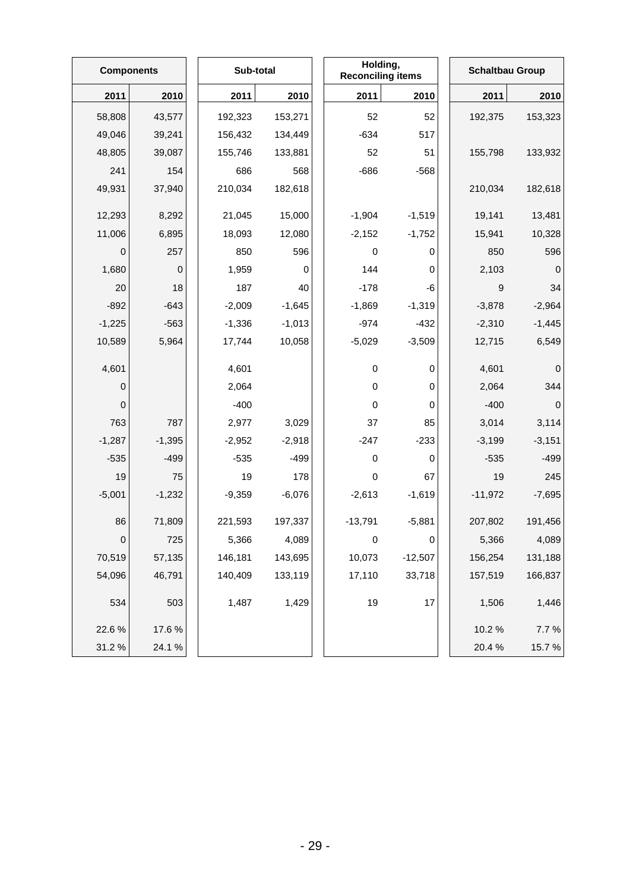| Components | | Sub-total | | Holding, Reconciling items | | Schaltbau Group | |
|---|---|---|---|---|---|---|---|
| 2011 | 2010 | 2011 | 2010 | 2011 | 2010 | 2011 | 2010 |
| 58,808 | 43,577 | 192,323 | 153,271 | 52 | 52 | 192,375 | 153,323 |
| 49,046 | 39,241 | 156,432 | 134,449 | -634 | 517 | | |
| 48,805 | 39,087 | 155,746 | 133,881 | 52 | 51 | 155,798 | 133,932 |
| 241 | 154 | 686 | 568 | -686 | -568 | | |
| 49,931 | 37,940 | 210,034 | 182,618 | | | 210,034 | 182,618 |
| 12,293 | 8,292 | 21,045 | 15,000 | -1,904 | -1,519 | 19,141 | 13,481 |
| 11,006 | 6,895 | 18,093 | 12,080 | -2,152 | -1,752 | 15,941 | 10,328 |
| 0 | 257 | 850 | 596 | 0 | 0 | 850 | 596 |
| 1,680 | 0 | 1,959 | 0 | 144 | 0 | 2,103 | 0 |
| 20 | 18 | 187 | 40 | -178 | -6 | 9 | 34 |
| -892 | -643 | -2,009 | -1,645 | -1,869 | -1,319 | -3,878 | -2,964 |
| -1,225 | -563 | -1,336 | -1,013 | -974 | -432 | -2,310 | -1,445 |
| 10,589 | 5,964 | 17,744 | 10,058 | -5,029 | -3,509 | 12,715 | 6,549 |
| 4,601 | | 4,601 | | 0 | 0 | 4,601 | 0 |
| 0 | | 2,064 | | 0 | 0 | 2,064 | 344 |
| 0 | | -400 | | 0 | 0 | -400 | 0 |
| 763 | 787 | 2,977 | 3,029 | 37 | 85 | 3,014 | 3,114 |
| -1,287 | -1,395 | -2,952 | -2,918 | -247 | -233 | -3,199 | -3,151 |
| -535 | -499 | -535 | -499 | 0 | 0 | -535 | -499 |
| 19 | 75 | 19 | 178 | 0 | 67 | 19 | 245 |
| -5,001 | -1,232 | -9,359 | -6,076 | -2,613 | -1,619 | -11,972 | -7,695 |
| 86 | 71,809 | 221,593 | 197,337 | -13,791 | -5,881 | 207,802 | 191,456 |
| 0 | 725 | 5,366 | 4,089 | 0 | 0 | 5,366 | 4,089 |
| 70,519 | 57,135 | 146,181 | 143,695 | 10,073 | -12,507 | 156,254 | 131,188 |
| 54,096 | 46,791 | 140,409 | 133,119 | 17,110 | 33,718 | 157,519 | 166,837 |
| 534 | 503 | 1,487 | 1,429 | 19 | 17 | 1,506 | 1,446 |
| 22.6 % | 17.6 % | | | | | 10.2 % | 7.7 % |
| 31.2 % | 24.1 % | | | | | 20.4 % | 15.7 % |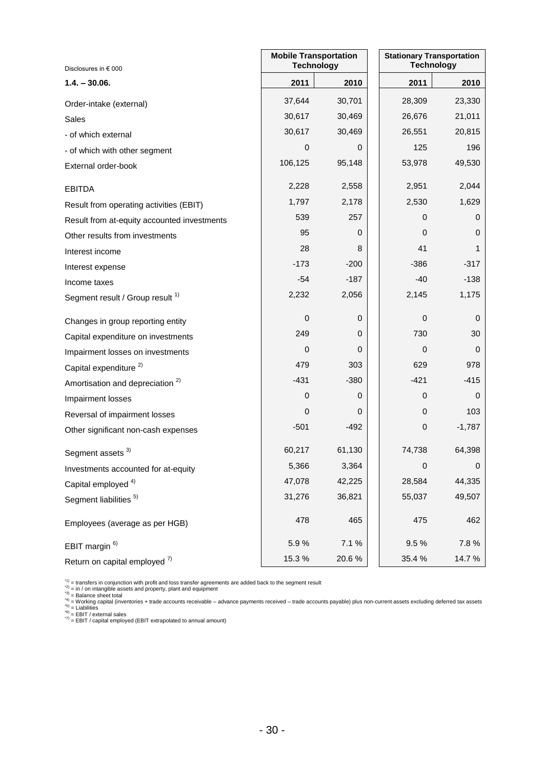| Disclosures in € 000 | Mobile Transportation Technology | | Stationary Transportation Technology | |
|---|---|---|---|---|
| **1.4. – 30.06.** | **2011** | **2010** | **2011** | **2010** |
| Order-intake (external) | 37,644 | 30,701 | 28,309 | 23,330 |
| Sales | 30,617 | 30,469 | 26,676 | 21,011 |
| - of which external | 30,617 | 30,469 | 26,551 | 20,815 |
| - of which with other segment | 0 | 0 | 125 | 196 |
| External order-book | 106,125 | 95,148 | 53,978 | 49,530 |
| EBITDA | 2,228 | 2,558 | 2,951 | 2,044 |
| Result from operating activities (EBIT) | 1,797 | 2,178 | 2,530 | 1,629 |
| Result from at-equity accounted investments | 539 | 257 | 0 | 0 |
| Other results from investments | 95 | 0 | 0 | 0 |
| Interest income | 28 | 8 | 41 | 1 |
| Interest expense | -173 | -200 | -386 | -317 |
| Income taxes | -54 | -187 | -40 | -138 |
| Segment result / Group result [1)] | 2,232 | 2,056 | 2,145 | 1,175 |
| Changes in group reporting entity | 0 | 0 | 0 | 0 |
| Capital expenditure on investments | 249 | 0 | 730 | 30 |
| Impairment losses on investments | 0 | 0 | 0 | 0 |
| Capital expenditure [2)] | 479 | 303 | 629 | 978 |
| Amortisation and depreciation [2)] | -431 | -380 | -421 | -415 |
| Impairment losses | 0 | 0 | 0 | 0 |
| Reversal of impairment losses | 0 | 0 | 0 | 103 |
| Other significant non-cash expenses | -501 | -492 | 0 | -1,787 |
| Segment assets [3)] | 60,217 | 61,130 | 74,738 | 64,398 |
| Investments accounted for at-equity | 5,366 | 3,364 | 0 | 0 |
| Capital employed [4)] | 47,078 | 42,225 | 28,584 | 44,335 |
| Segment liabilities [5)] | 31,276 | 36,821 | 55,037 | 49,507 |
| Employees (average as per HGB) | 478 | 465 | 475 | 462 |
| EBIT margin [6)] | 5.9 % | 7.1 % | 9.5 % | 7.8 % |
| Return on capital employed [7)] | 15.3 % | 20.6 % | 35.4 % | 14.7 % |

*1) = transfers in conjunction with profit and loss transfer agreements are added back to the segment result
*2) = in / on intangible assets and property, plant and equipment
*3) = Balance sheet total
*4) = Working capital (inventories + trade accounts receivable – advance payments received – trade accounts payable) plus non-current assets excluding deferred tax assets
*5) = Liabilities
*6) = EBIT / external sales
*7) = EBIT / capital employed (EBIT extrapolated to annual amount)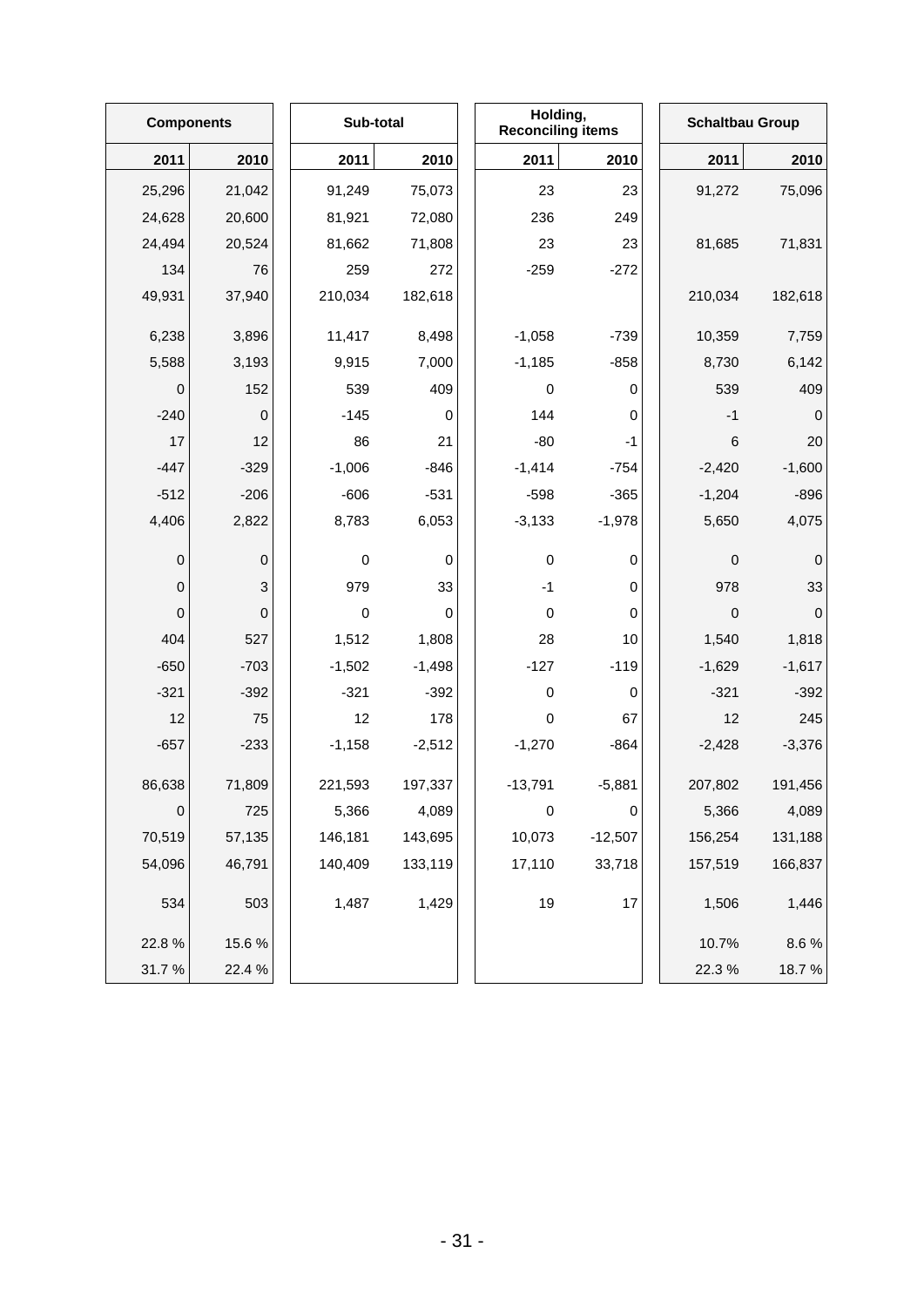| Components | | Sub-total | | Holding, Reconciling items | | Schaltbau Group | |
|---|---|---|---|---|---|---|---|
| 2011 | 2010 | 2011 | 2010 | 2011 | 2010 | 2011 | 2010 |
| 25,296 | 21,042 | 91,249 | 75,073 | 23 | 23 | 91,272 | 75,096 |
| 24,628 | 20,600 | 81,921 | 72,080 | 236 | 249 | | |
| 24,494 | 20,524 | 81,662 | 71,808 | 23 | 23 | 81,685 | 71,831 |
| 134 | 76 | 259 | 272 | -259 | -272 | | |
| 49,931 | 37,940 | 210,034 | 182,618 | | | 210,034 | 182,618 |
| 6,238 | 3,896 | 11,417 | 8,498 | -1,058 | -739 | 10,359 | 7,759 |
| 5,588 | 3,193 | 9,915 | 7,000 | -1,185 | -858 | 8,730 | 6,142 |
| 0 | 152 | 539 | 409 | 0 | 0 | 539 | 409 |
| -240 | 0 | -145 | 0 | 144 | 0 | -1 | 0 |
| 17 | 12 | 86 | 21 | -80 | -1 | 6 | 20 |
| -447 | -329 | -1,006 | -846 | -1,414 | -754 | -2,420 | -1,600 |
| -512 | -206 | -606 | -531 | -598 | -365 | -1,204 | -896 |
| 4,406 | 2,822 | 8,783 | 6,053 | -3,133 | -1,978 | 5,650 | 4,075 |
| 0 | 0 | 0 | 0 | 0 | 0 | 0 | 0 |
| 0 | 3 | 979 | 33 | -1 | 0 | 978 | 33 |
| 0 | 0 | 0 | 0 | 0 | 0 | 0 | 0 |
| 404 | 527 | 1,512 | 1,808 | 28 | 10 | 1,540 | 1,818 |
| -650 | -703 | -1,502 | -1,498 | -127 | -119 | -1,629 | -1,617 |
| -321 | -392 | -321 | -392 | 0 | 0 | -321 | -392 |
| 12 | 75 | 12 | 178 | 0 | 67 | 12 | 245 |
| -657 | -233 | -1,158 | -2,512 | -1,270 | -864 | -2,428 | -3,376 |
| 86,638 | 71,809 | 221,593 | 197,337 | -13,791 | -5,881 | 207,802 | 191,456 |
| 0 | 725 | 5,366 | 4,089 | 0 | 0 | 5,366 | 4,089 |
| 70,519 | 57,135 | 146,181 | 143,695 | 10,073 | -12,507 | 156,254 | 131,188 |
| 54,096 | 46,791 | 140,409 | 133,119 | 17,110 | 33,718 | 157,519 | 166,837 |
| 534 | 503 | 1,487 | 1,429 | 19 | 17 | 1,506 | 1,446 |
| 22.8 % | 15.6 % | | | | | 10.7% | 8.6 % |
| 31.7 % | 22.4 % | | | | | 22.3 % | 18.7 % |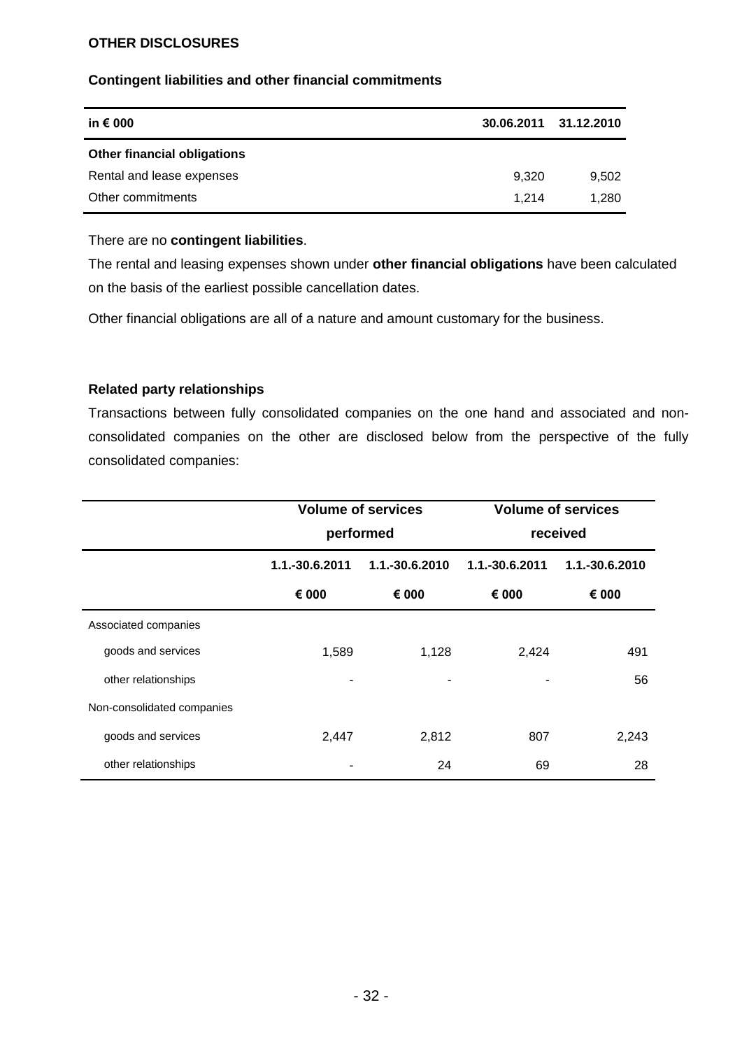## OTHER DISCLOSURES

### Contingent liabilities and other financial commitments

| in € 000 | 30.06.2011 | 31.12.2010 |
|---|---|---|
| **Other financial obligations** | | |
| Rental and lease expenses | 9,320 | 9,502 |
| Other commitments | 1,214 | 1,280 |

There are no **contingent liabilities**.

The rental and leasing expenses shown under **other financial obligations** have been calculated on the basis of the earliest possible cancellation dates.

Other financial obligations are all of a nature and amount customary for the business.

### Related party relationships

Transactions between fully consolidated companies on the one hand and associated and non-consolidated companies on the other are disclosed below from the perspective of the fully consolidated companies:

| | Volume of services performed | | Volume of services received | |
|---|---|---|---|---|
| | 1.1.-30.6.2011 | 1.1.-30.6.2010 | 1.1.-30.6.2011 | 1.1.-30.6.2010 |
| | € 000 | € 000 | € 000 | € 000 |
| Associated companies | | | | |
| goods and services | 1,589 | 1,128 | 2,424 | 491 |
| other relationships | - | - | - | 56 |
| Non-consolidated companies | | | | |
| goods and services | 2,447 | 2,812 | 807 | 2,243 |
| other relationships | - | 24 | 69 | 28 |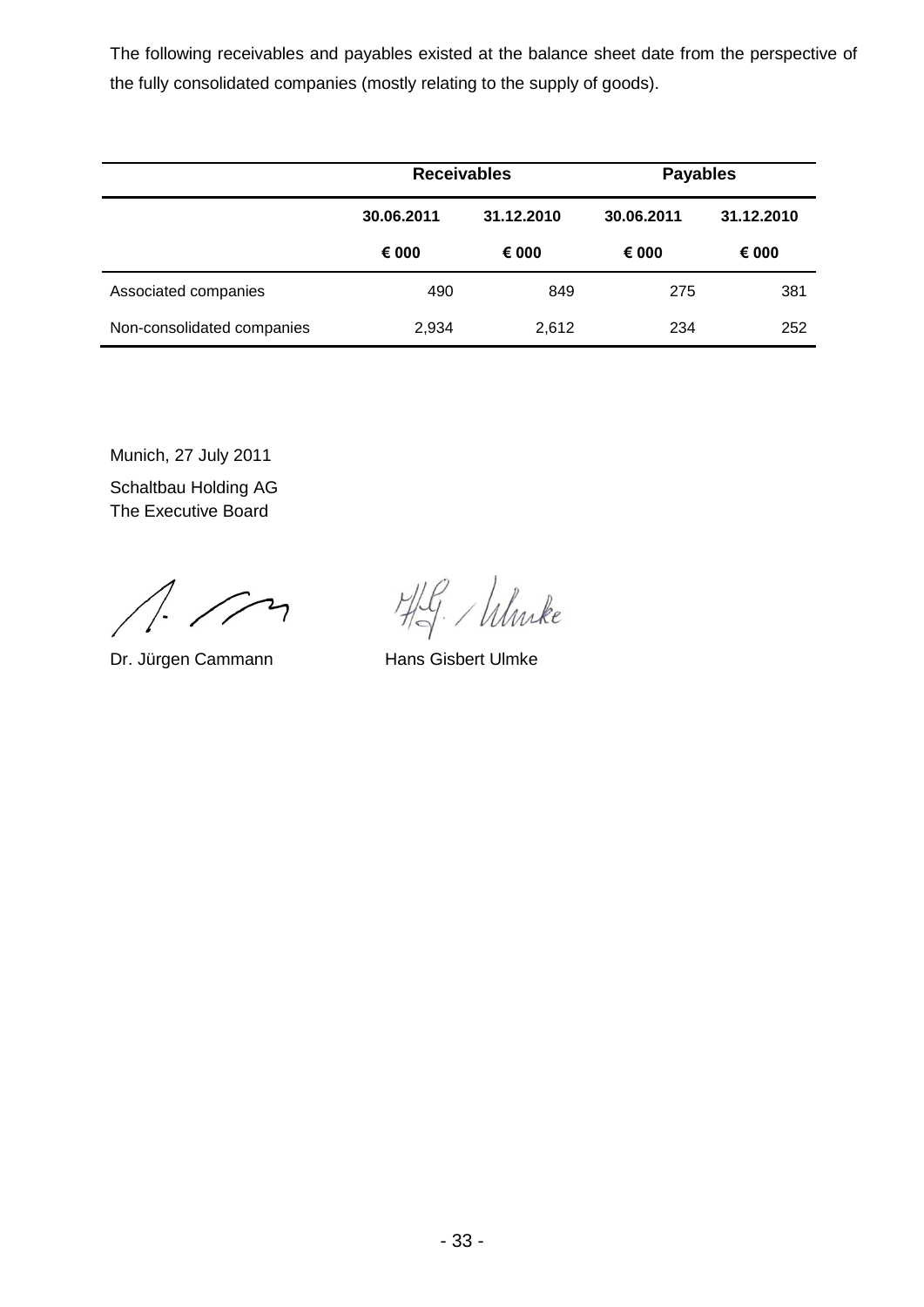The following receivables and payables existed at the balance sheet date from the perspective of the fully consolidated companies (mostly relating to the supply of goods).

| | Receivables | | Payables | |
|---|---|---|---|---|
| | 30.06.2011 | 31.12.2010 | 30.06.2011 | 31.12.2010 |
| | € 000 | € 000 | € 000 | € 000 |
| Associated companies | 490 | 849 | 275 | 381 |
| Non-consolidated companies | 2,934 | 2,612 | 234 | 252 |

Munich, 27 July 2011

Schaltbau Holding AG
The Executive Board

Dr. Jürgen Cammann Hans Gisbert Ulmke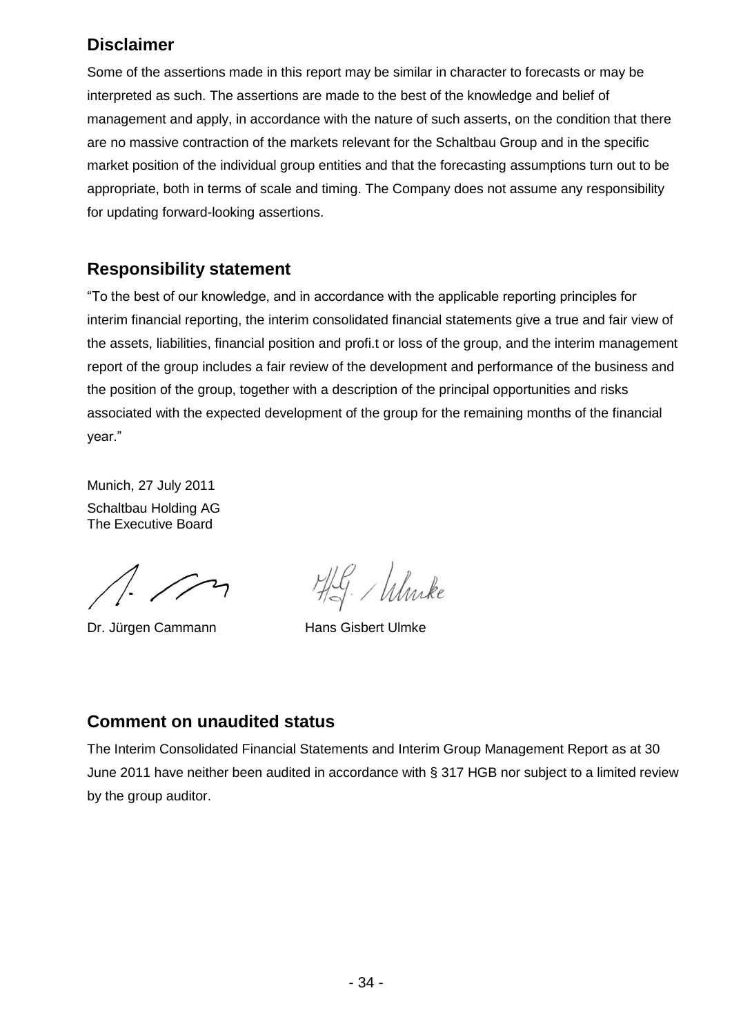## Disclaimer

Some of the assertions made in this report may be similar in character to forecasts or may be interpreted as such. The assertions are made to the best of the knowledge and belief of management and apply, in accordance with the nature of such asserts, on the condition that there are no massive contraction of the markets relevant for the Schaltbau Group and in the specific market position of the individual group entities and that the forecasting assumptions turn out to be appropriate, both in terms of scale and timing. The Company does not assume any responsibility for updating forward-looking assertions.

## Responsibility statement

"To the best of our knowledge, and in accordance with the applicable reporting principles for interim financial reporting, the interim consolidated financial statements give a true and fair view of the assets, liabilities, financial position and profi.t or loss of the group, and the interim management report of the group includes a fair review of the development and performance of the business and the position of the group, together with a description of the principal opportunities and risks associated with the expected development of the group for the remaining months of the financial year."

Munich, 27 July 2011

Schaltbau Holding AG
The Executive Board

Dr. Jürgen Cammann    Hans Gisbert Ulmke

## Comment on unaudited status

The Interim Consolidated Financial Statements and Interim Group Management Report as at 30 June 2011 have neither been audited in accordance with § 317 HGB nor subject to a limited review by the group auditor.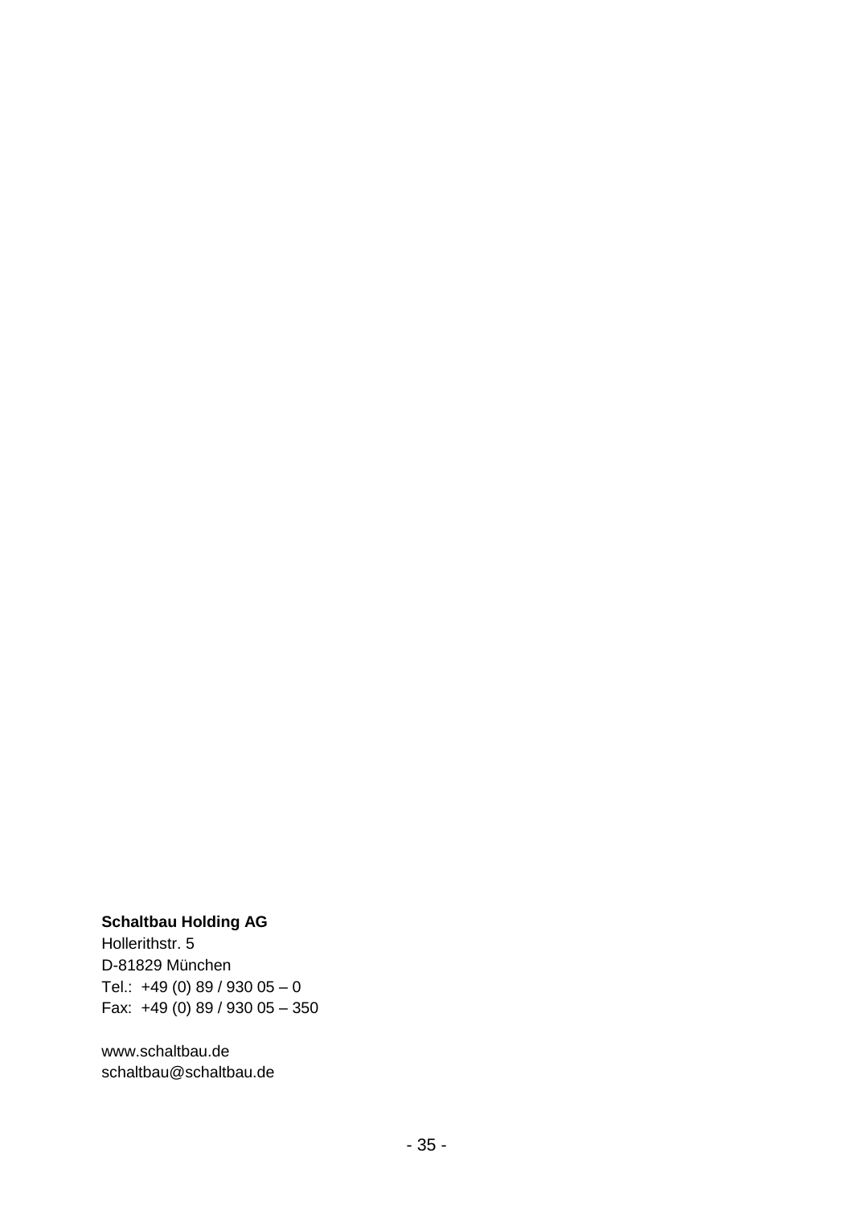**Schaltbau Holding AG**
Hollerithstr. 5
D-81829 München
Tel.: +49 (0) 89 / 930 05 – 0
Fax: +49 (0) 89 / 930 05 – 350

www.schaltbau.de
schaltbau@schaltbau.de